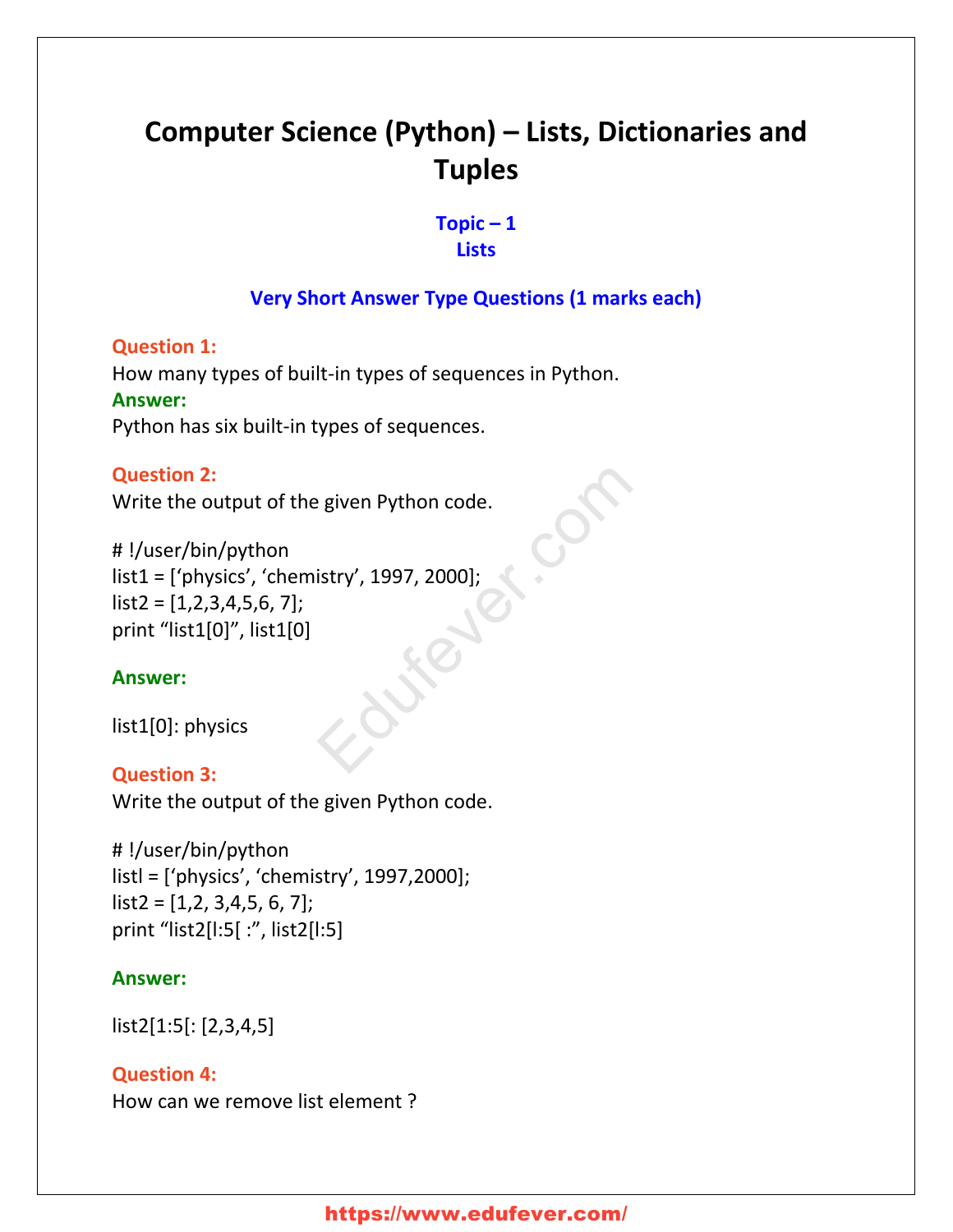# Computer Science (Python) – Lists, Dictionaries and Tuples

## Topic – 1
## Lists

### Very Short Answer Type Questions (1 marks each)

**Question 1:**
How many types of built-in types of sequences in Python.
**Answer:**
Python has six built-in types of sequences.

**Question 2:**
Write the output of the given Python code.

```
# !/user/bin/python
list1 = [‘physics’, ‘chemistry’, 1997, 2000];
list2 = [1,2,3,4,5,6, 7];
print “list1[0]”, list1[0]
```

**Answer:**

list1[0]: physics

**Question 3:**
Write the output of the given Python code.

```
# !/user/bin/python
listl = [‘physics’, ‘chemistry’, 1997,2000];
list2 = [1,2, 3,4,5, 6, 7];
print “list2[l:5[ :”, list2[l:5]
```

**Answer:**

list2[1:5[: [2,3,4,5]

**Question 4:**
How can we remove list element ?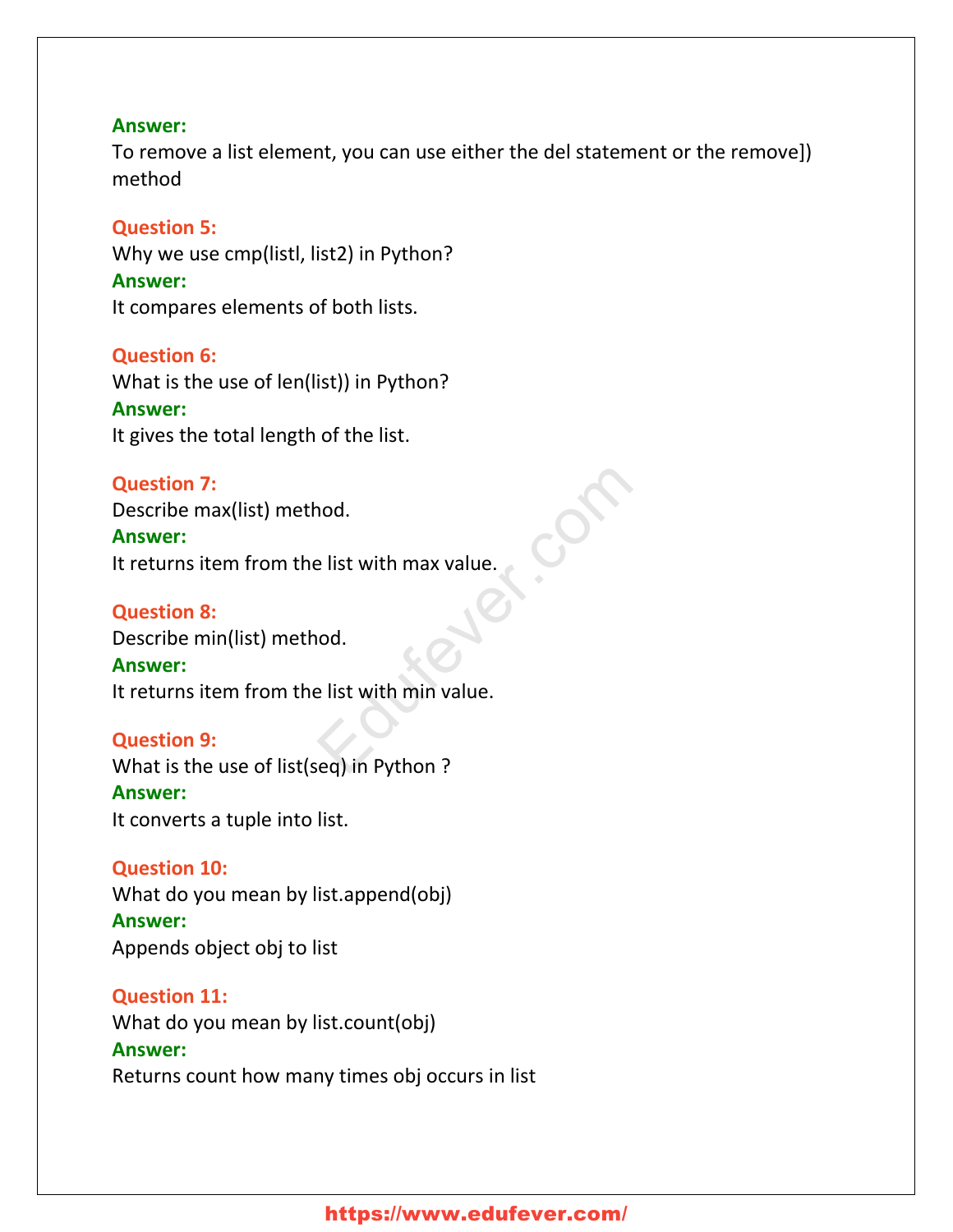**Answer:**
To remove a list element, you can use either the del statement or the remove]) method

**Question 5:**
Why we use cmp(listl, list2) in Python?
**Answer:**
It compares elements of both lists.

**Question 6:**
What is the use of len(list)) in Python?
**Answer:**
It gives the total length of the list.

**Question 7:**
Describe max(list) method.
**Answer:**
It returns item from the list with max value.

**Question 8:**
Describe min(list) method.
**Answer:**
It returns item from the list with min value.

**Question 9:**
What is the use of list(seq) in Python ?
**Answer:**
It converts a tuple into list.

**Question 10:**
What do you mean by list.append(obj)
**Answer:**
Appends object obj to list

**Question 11:**
What do you mean by list.count(obj)
**Answer:**
Returns count how many times obj occurs in list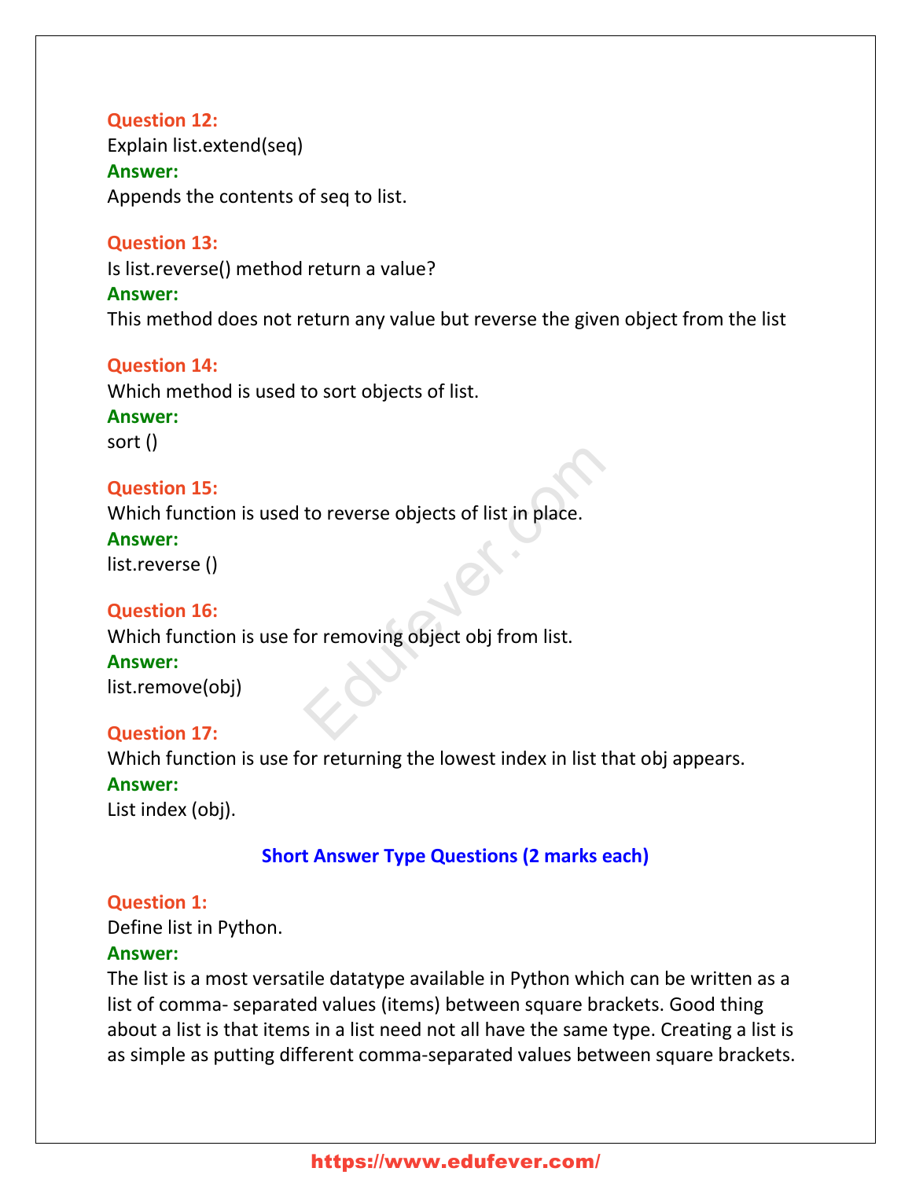**Question 12:**
Explain list.extend(seq)
**Answer:**
Appends the contents of seq to list.

**Question 13:**
Is list.reverse() method return a value?
**Answer:**
This method does not return any value but reverse the given object from the list

**Question 14:**
Which method is used to sort objects of list.
**Answer:**
sort ()

**Question 15:**
Which function is used to reverse objects of list in place.
**Answer:**
list.reverse ()

**Question 16:**
Which function is use for removing object obj from list.
**Answer:**
list.remove(obj)

**Question 17:**
Which function is use for returning the lowest index in list that obj appears.
**Answer:**
List index (obj).

## Short Answer Type Questions (2 marks each)

**Question 1:**
Define list in Python.
**Answer:**
The list is a most versatile datatype available in Python which can be written as a list of comma- separated values (items) between square brackets. Good thing about a list is that items in a list need not all have the same type. Creating a list is as simple as putting different comma-separated values between square brackets.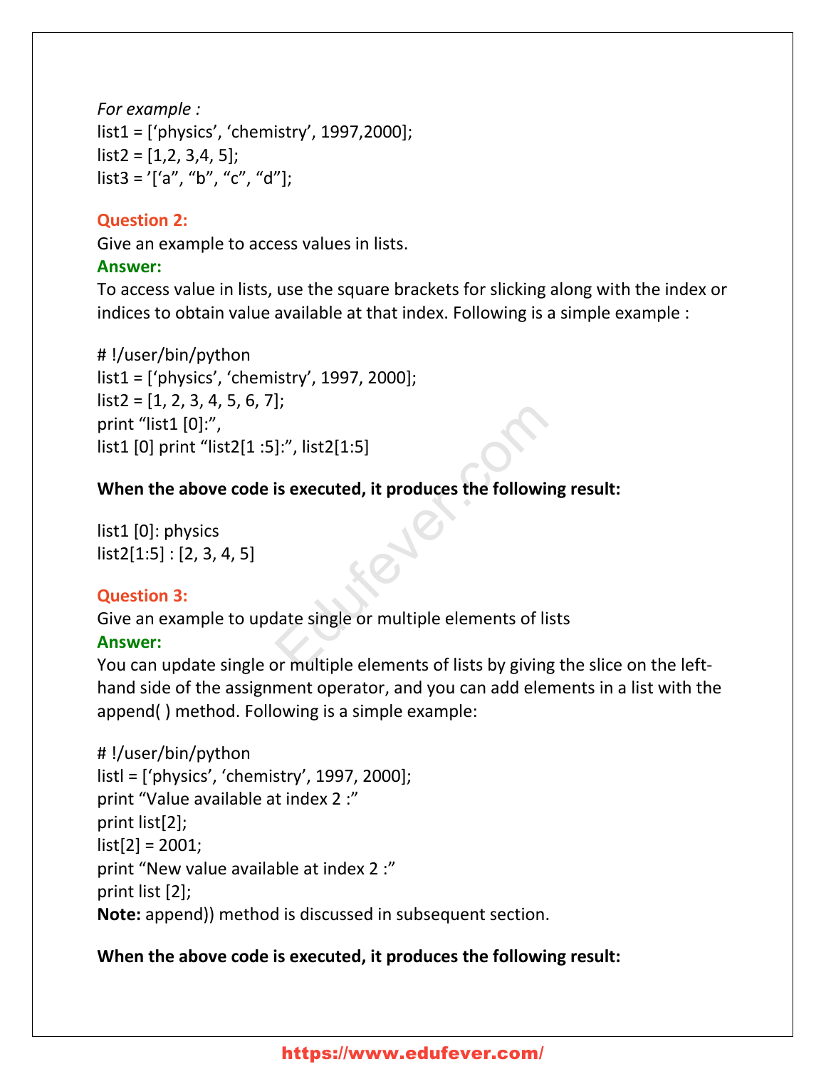*For example :*
list1 = [‘physics’, ‘chemistry’, 1997,2000];
list2 = [1,2, 3,4, 5];
list3 = ’[‘a”, “b”, “c”, “d”];

**Question 2:**
Give an example to access values in lists.
**Answer:**
To access value in lists, use the square brackets for slicking along with the index or indices to obtain value available at that index. Following is a simple example :

```
# !/user/bin/python
list1 = [‘physics’, ‘chemistry’, 1997, 2000];
list2 = [1, 2, 3, 4, 5, 6, 7];
print “list1 [0]:”,
list1 [0] print “list2[1 :5]:”, list2[1:5]
```

**When the above code is executed, it produces the following result:**

```
list1 [0]: physics
list2[1:5] : [2, 3, 4, 5]
```

**Question 3:**
Give an example to update single or multiple elements of lists
**Answer:**
You can update single or multiple elements of lists by giving the slice on the left-hand side of the assignment operator, and you can add elements in a list with the append( ) method. Following is a simple example:

```
# !/user/bin/python
listl = [‘physics’, ‘chemistry’, 1997, 2000];
print “Value available at index 2 :”
print list[2];
list[2] = 2001;
print “New value available at index 2 :”
print list [2];
```

**Note:** append)) method is discussed in subsequent section.

**When the above code is executed, it produces the following result:**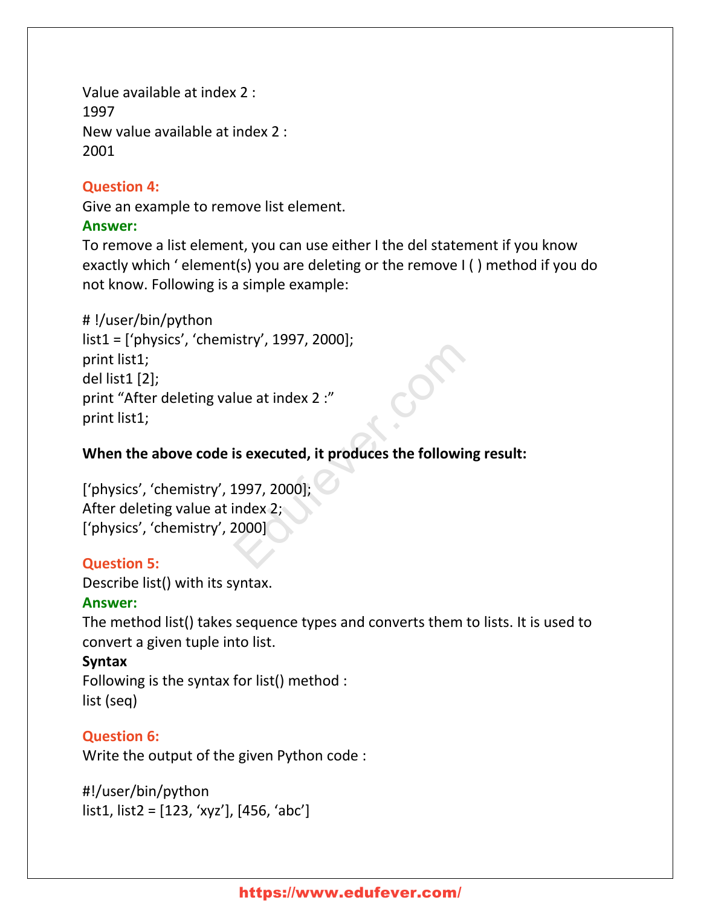Value available at index 2 :
1997
New value available at index 2 :
2001

**Question 4:**
Give an example to remove list element.
**Answer:**
To remove a list element, you can use either I the del statement if you know exactly which ' element(s) you are deleting or the remove I ( ) method if you do not know. Following is a simple example:

```
# !/user/bin/python
list1 = ['physics', 'chemistry', 1997, 2000];
print list1;
del list1 [2];
print "After deleting value at index 2 :"
print list1;
```

**When the above code is executed, it produces the following result:**

```
['physics', 'chemistry', 1997, 2000];
After deleting value at index 2;
['physics', 'chemistry', 2000]
```

**Question 5:**
Describe list() with its syntax.
**Answer:**
The method list() takes sequence types and converts them to lists. It is used to convert a given tuple into list.
**Syntax**
Following is the syntax for list() method :
list (seq)

**Question 6:**
Write the output of the given Python code :

```
#!/user/bin/python
list1, list2 = [123, 'xyz'], [456, 'abc']
```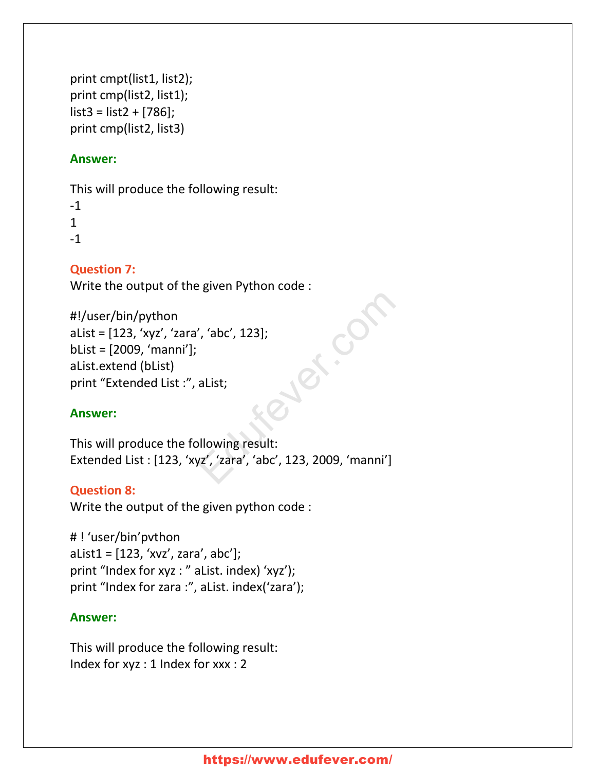```
print cmpt(list1, list2);
print cmp(list2, list1);
list3 = list2 + [786];
print cmp(list2, list3)
```

**Answer:**

This will produce the following result:
-1
1
-1

**Question 7:**
Write the output of the given Python code :

```
#!/user/bin/python
aList = [123, 'xyz', 'zara', 'abc', 123];
bList = [2009, 'manni'];
aList.extend (bList)
print "Extended List :", aList;
```

**Answer:**

This will produce the following result:
Extended List : [123, 'xyz', 'zara', 'abc', 123, 2009, 'manni']

**Question 8:**
Write the output of the given python code :

```
# ! 'user/bin'pvthon
aList1 = [123, 'xvz', zara', abc'];
print "Index for xyz : " aList. index) 'xyz');
print "Index for zara :", aList. index('zara');
```

**Answer:**

This will produce the following result:
Index for xyz : 1 Index for xxx : 2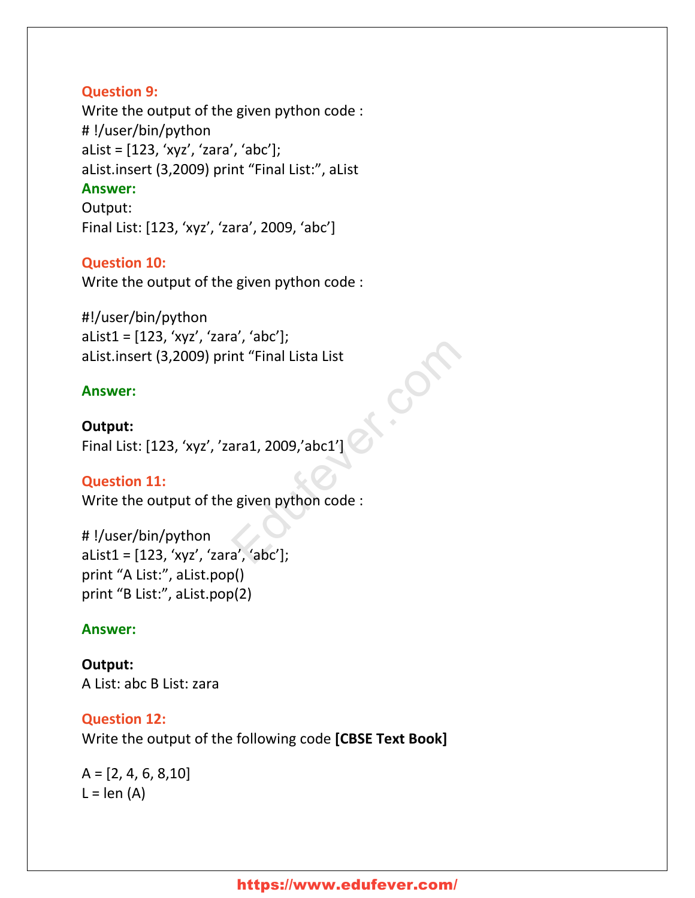**Question 9:**
Write the output of the given python code :
# !/user/bin/python
aList = [123, 'xyz', 'zara', 'abc'];
aList.insert (3,2009) print "Final List:", aList
**Answer:**
Output:
Final List: [123, 'xyz', 'zara', 2009, 'abc']

**Question 10:**
Write the output of the given python code :

#!/user/bin/python
aList1 = [123, 'xyz', 'zara', 'abc'];
aList.insert (3,2009) print "Final Lista List

**Answer:**

**Output:**
Final List: [123, 'xyz', 'zara1, 2009,'abc1']

**Question 11:**
Write the output of the given python code :

# !/user/bin/python
aList1 = [123, 'xyz', 'zara', 'abc'];
print "A List:", aList.pop()
print "B List:", aList.pop(2)

**Answer:**

**Output:**
A List: abc B List: zara

**Question 12:**
Write the output of the following code **[CBSE Text Book]**

A = [2, 4, 6, 8,10]
L = len (A)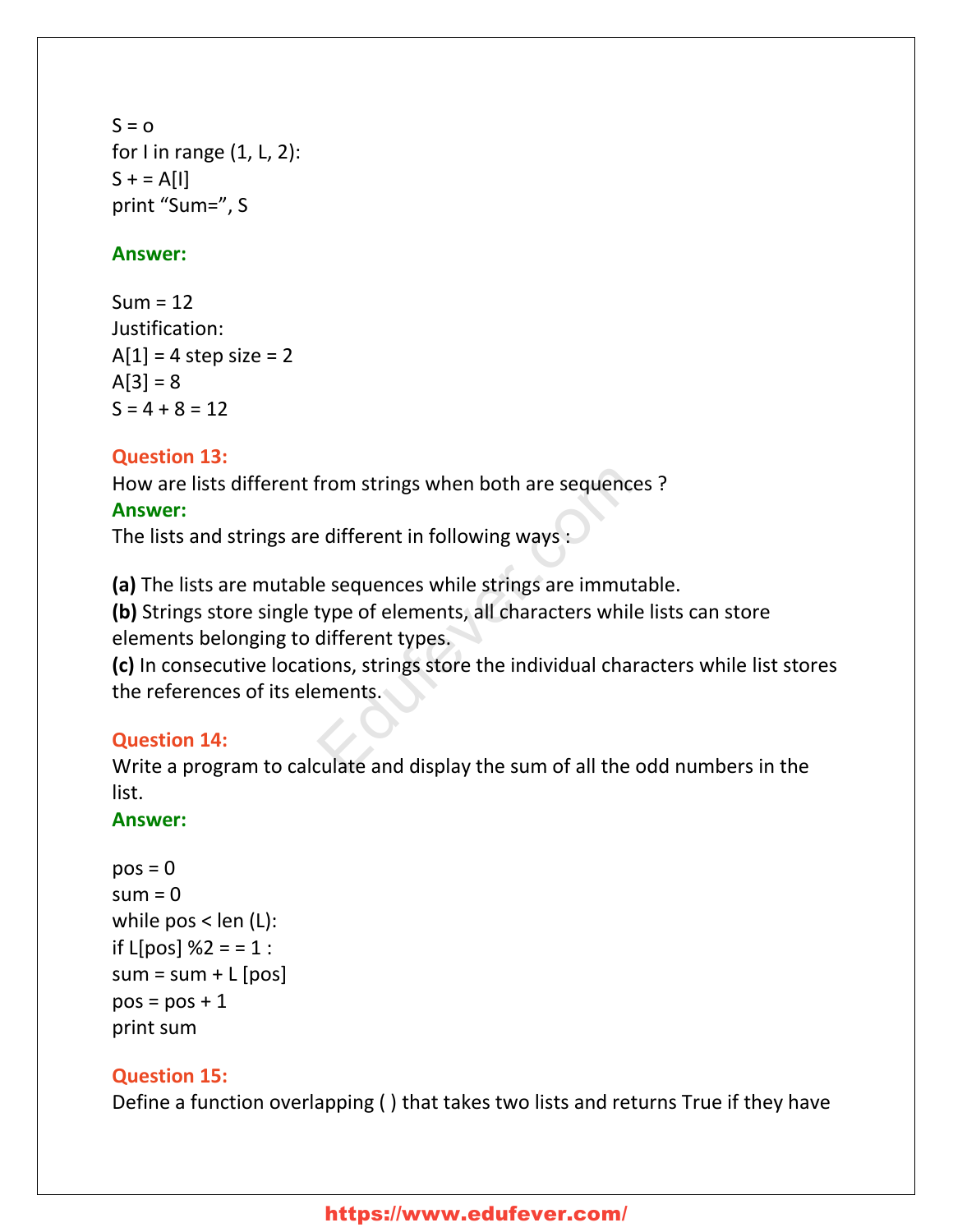```
S = o
for I in range (1, L, 2):
S + = A[I]
print "Sum=", S
```

**Answer:**

Sum = 12
Justification:
A[1] = 4 step size = 2
A[3] = 8
S = 4 + 8 = 12

**Question 13:**
How are lists different from strings when both are sequences ?
**Answer:**
The lists and strings are different in following ways :

**(a)** The lists are mutable sequences while strings are immutable.
**(b)** Strings store single type of elements, all characters while lists can store elements belonging to different types.
**(c)** In consecutive locations, strings store the individual characters while list stores the references of its elements.

**Question 14:**
Write a program to calculate and display the sum of all the odd numbers in the list.
**Answer:**

```
pos = 0
sum = 0
while pos < len (L):
if L[pos] %2 = = 1 :
sum = sum + L [pos]
pos = pos + 1
print sum
```

**Question 15:**
Define a function overlapping ( ) that takes two lists and returns True if they have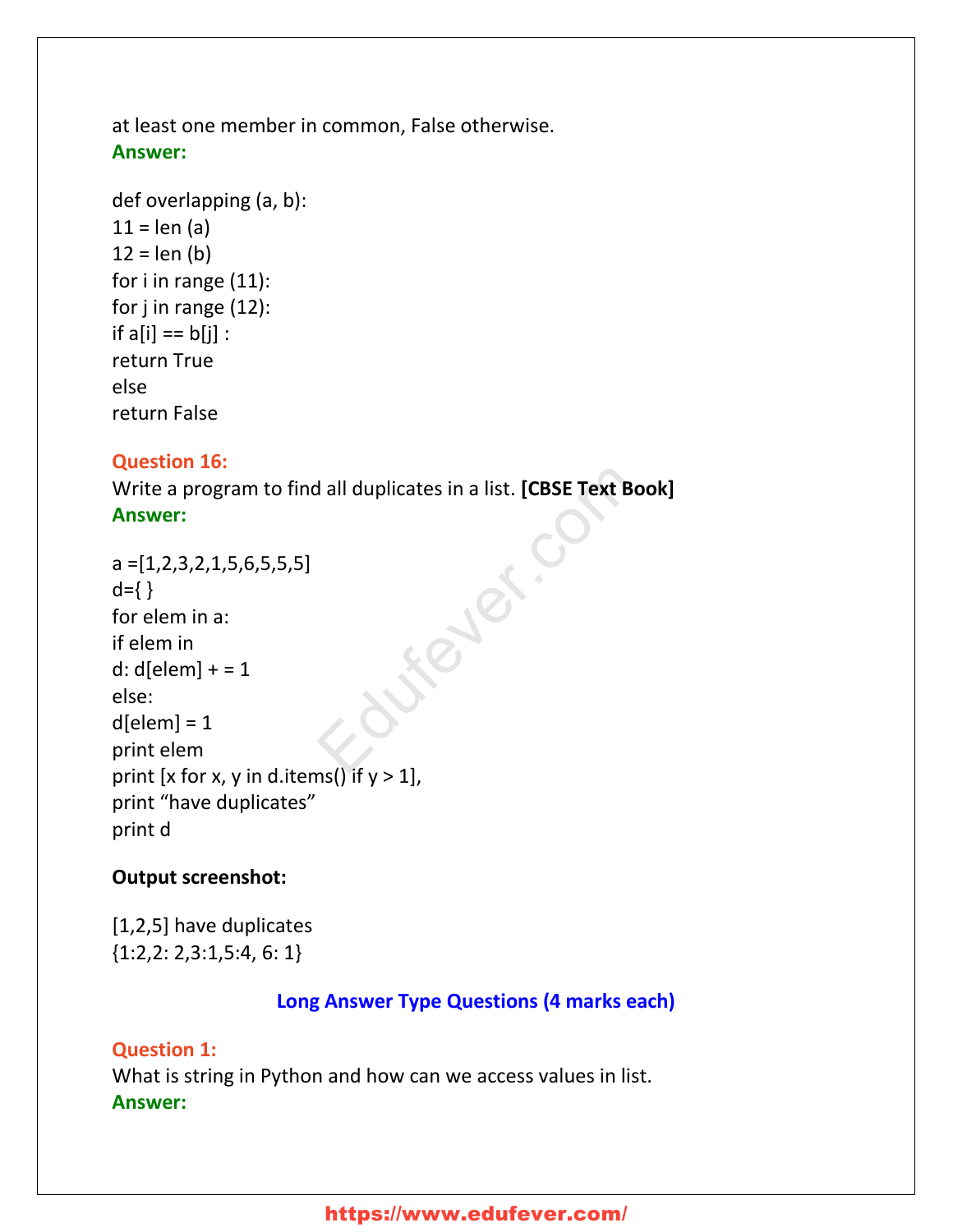at least one member in common, False otherwise.

**Answer:**

```
def overlapping (a, b):
11 = len (a)
12 = len (b)
for i in range (11):
for j in range (12):
if a[i] == b[j] :
return True
else
return False
```

**Question 16:**

Write a program to find all duplicates in a list. **[CBSE Text Book]**

**Answer:**

```
a =[1,2,3,2,1,5,6,5,5,5]
d={ }
for elem in a:
if elem in
d: d[elem] + = 1
else:
d[elem] = 1
print elem
print [x for x, y in d.items() if y > 1],
print “have duplicates”
print d
```

**Output screenshot:**

```
[1,2,5] have duplicates
{1:2,2: 2,3:1,5:4, 6: 1}
```

## Long Answer Type Questions (4 marks each)

**Question 1:**

What is string in Python and how can we access values in list.

**Answer:**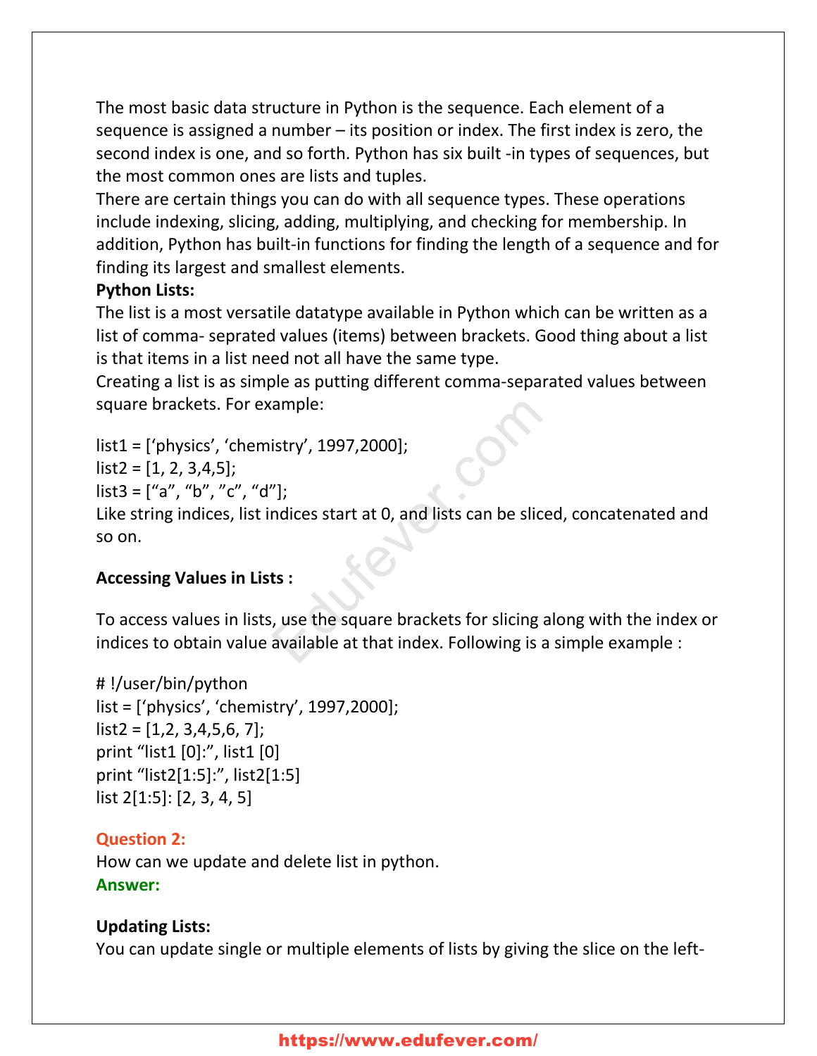The most basic data structure in Python is the sequence. Each element of a sequence is assigned a number – its position or index. The first index is zero, the second index is one, and so forth. Python has six built -in types of sequences, but the most common ones are lists and tuples.
There are certain things you can do with all sequence types. These operations include indexing, slicing, adding, multiplying, and checking for membership. In addition, Python has built-in functions for finding the length of a sequence and for finding its largest and smallest elements.

**Python Lists:**

The list is a most versatile datatype available in Python which can be written as a list of comma- seprated values (items) between brackets. Good thing about a list is that items in a list need not all have the same type.
Creating a list is as simple as putting different comma-separated values between square brackets. For example:

```
list1 = [‘physics’, ‘chemistry’, 1997,2000];
list2 = [1, 2, 3,4,5];
list3 = [“a”, “b”, ”c”, “d”];
```

Like string indices, list indices start at 0, and lists can be sliced, concatenated and so on.

**Accessing Values in Lists :**

To access values in lists, use the square brackets for slicing along with the index or indices to obtain value available at that index. Following is a simple example :

```
# !/user/bin/python
list = [‘physics’, ‘chemistry’, 1997,2000];
list2 = [1,2, 3,4,5,6, 7];
print “list1 [0]:”, list1 [0]
print “list2[1:5]:”, list2[1:5]
list 2[1:5]: [2, 3, 4, 5]
```

**Question 2:**
How can we update and delete list in python.
**Answer:**

**Updating Lists:**

You can update single or multiple elements of lists by giving the slice on the left-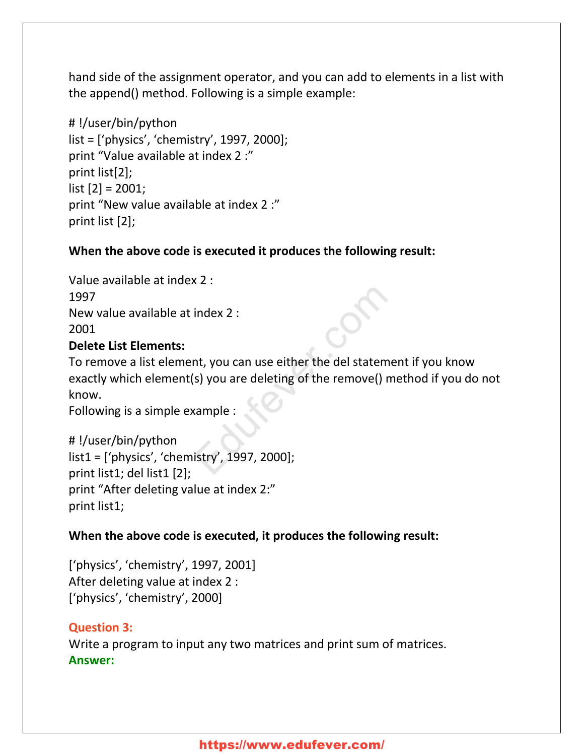hand side of the assignment operator, and you can add to elements in a list with the append() method. Following is a simple example:

```
# !/user/bin/python
list = [‘physics’, ‘chemistry’, 1997, 2000];
print “Value available at index 2 :”
print list[2];
list [2] = 2001;
print “New value available at index 2 :”
print list [2];
```

**When the above code is executed it produces the following result:**

```
Value available at index 2 :
1997
New value available at index 2 :
2001
```

**Delete List Elements:**

To remove a list element, you can use either the del statement if you know exactly which element(s) you are deleting of the remove() method if you do not know.

Following is a simple example :

```
# !/user/bin/python
list1 = [‘physics’, ‘chemistry’, 1997, 2000];
print list1; del list1 [2];
print “After deleting value at index 2:”
print list1;
```

**When the above code is executed, it produces the following result:**

```
[‘physics’, ‘chemistry’, 1997, 2001]
After deleting value at index 2 :
[‘physics’, ‘chemistry’, 2000]
```

**Question 3:**

Write a program to input any two matrices and print sum of matrices.

**Answer:**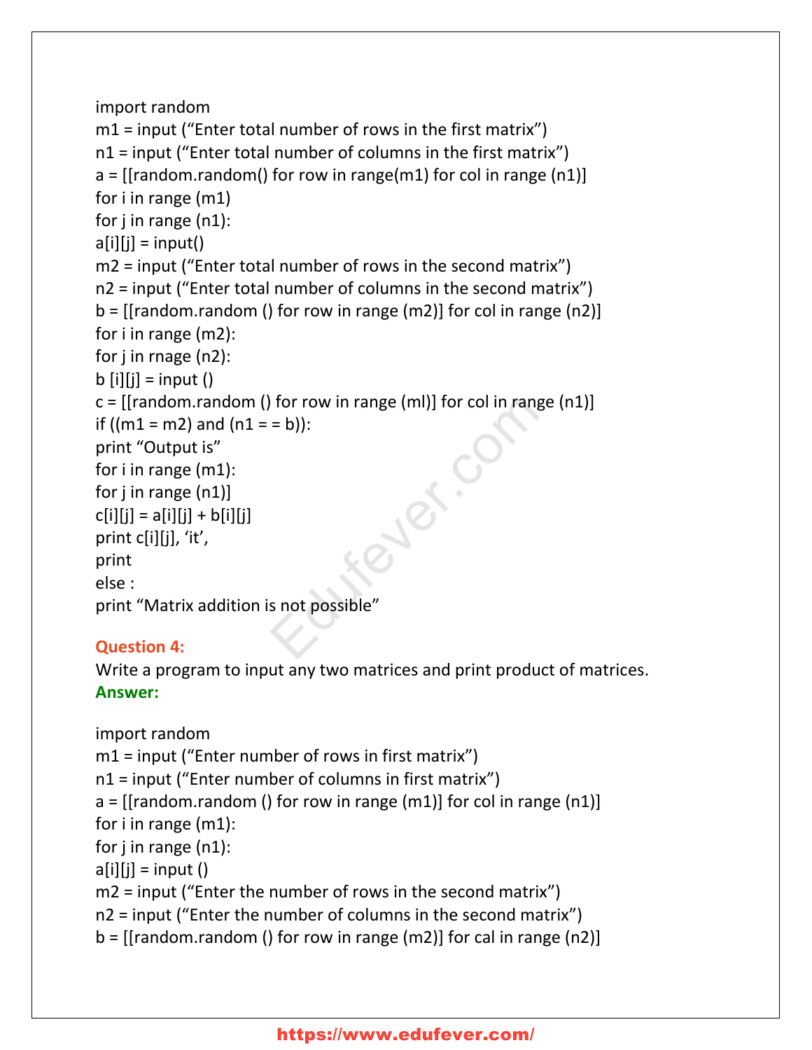```
import random
m1 = input ("Enter total number of rows in the first matrix")
n1 = input ("Enter total number of columns in the first matrix")
a = [[random.random() for row in range(m1) for col in range (n1)]
for i in range (m1)
for j in range (n1):
a[i][j] = input()
m2 = input ("Enter total number of rows in the second matrix")
n2 = input ("Enter total number of columns in the second matrix")
b = [[random.random () for row in range (m2)] for col in range (n2)]
for i in range (m2):
for j in rnage (n2):
b [i][j] = input ()
c = [[random.random () for row in range (ml)] for col in range (n1)]
if ((m1 = m2) and (n1 = = b)):
print "Output is"
for i in range (m1):
for j in range (n1)]
c[i][j] = a[i][j] + b[i][j]
print c[i][j], 'it',
print
else :
print "Matrix addition is not possible"
```

**Question 4:**
Write a program to input any two matrices and print product of matrices.
**Answer:**

```
import random
m1 = input ("Enter number of rows in first matrix")
n1 = input ("Enter number of columns in first matrix")
a = [[random.random () for row in range (m1)] for col in range (n1)]
for i in range (m1):
for j in range (n1):
a[i][j] = input ()
m2 = input ("Enter the number of rows in the second matrix")
n2 = input ("Enter the number of columns in the second matrix")
b = [[random.random () for row in range (m2)] for cal in range (n2)]
```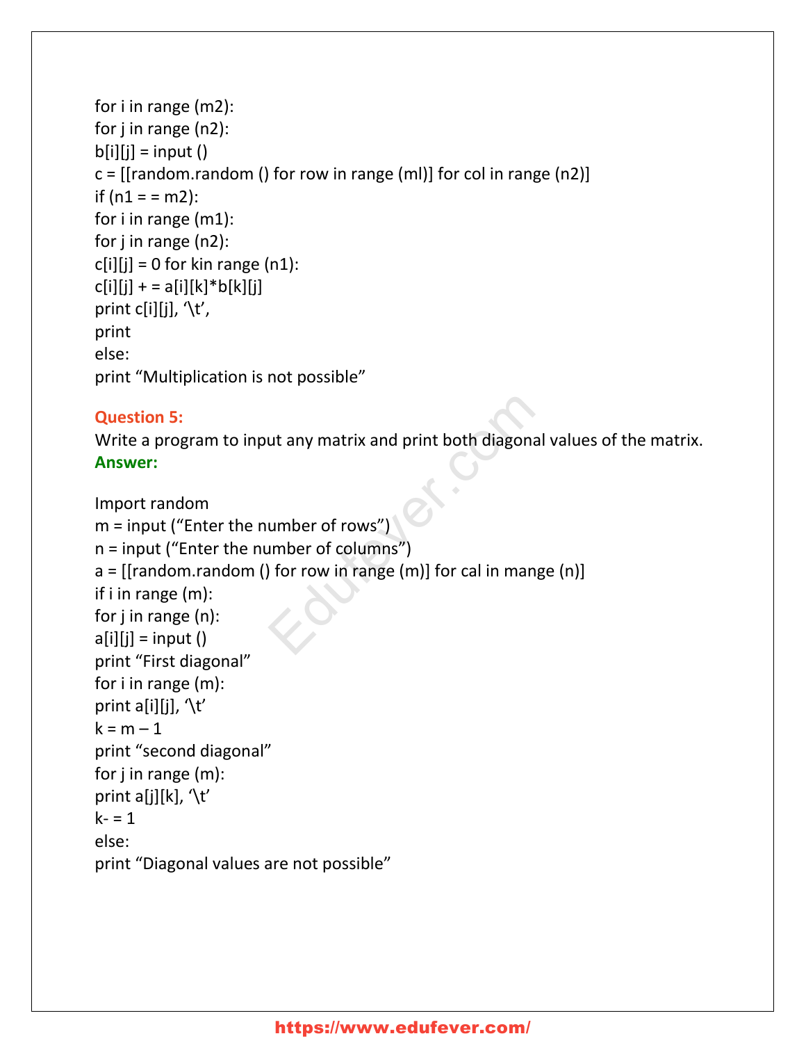```
for i in range (m2):
for j in range (n2):
b[i][j] = input ()
c = [[random.random () for row in range (ml)] for col in range (n2)]
if (n1 = = m2):
for i in range (m1):
for j in range (n2):
c[i][j] = 0 for kin range (n1):
c[i][j] + = a[i][k]*b[k][j]
print c[i][j], '\t',
print
else:
print "Multiplication is not possible"
```

**Question 5:**
Write a program to input any matrix and print both diagonal values of the matrix.
**Answer:**

```
Import random
m = input ("Enter the number of rows")
n = input ("Enter the number of columns")
a = [[random.random () for row in range (m)] for cal in mange (n)]
if i in range (m):
for j in range (n):
a[i][j] = input ()
print "First diagonal"
for i in range (m):
print a[i][j], '\t'
k = m – 1
print "second diagonal"
for j in range (m):
print a[j][k], '\t'
k- = 1
else:
print "Diagonal values are not possible"
```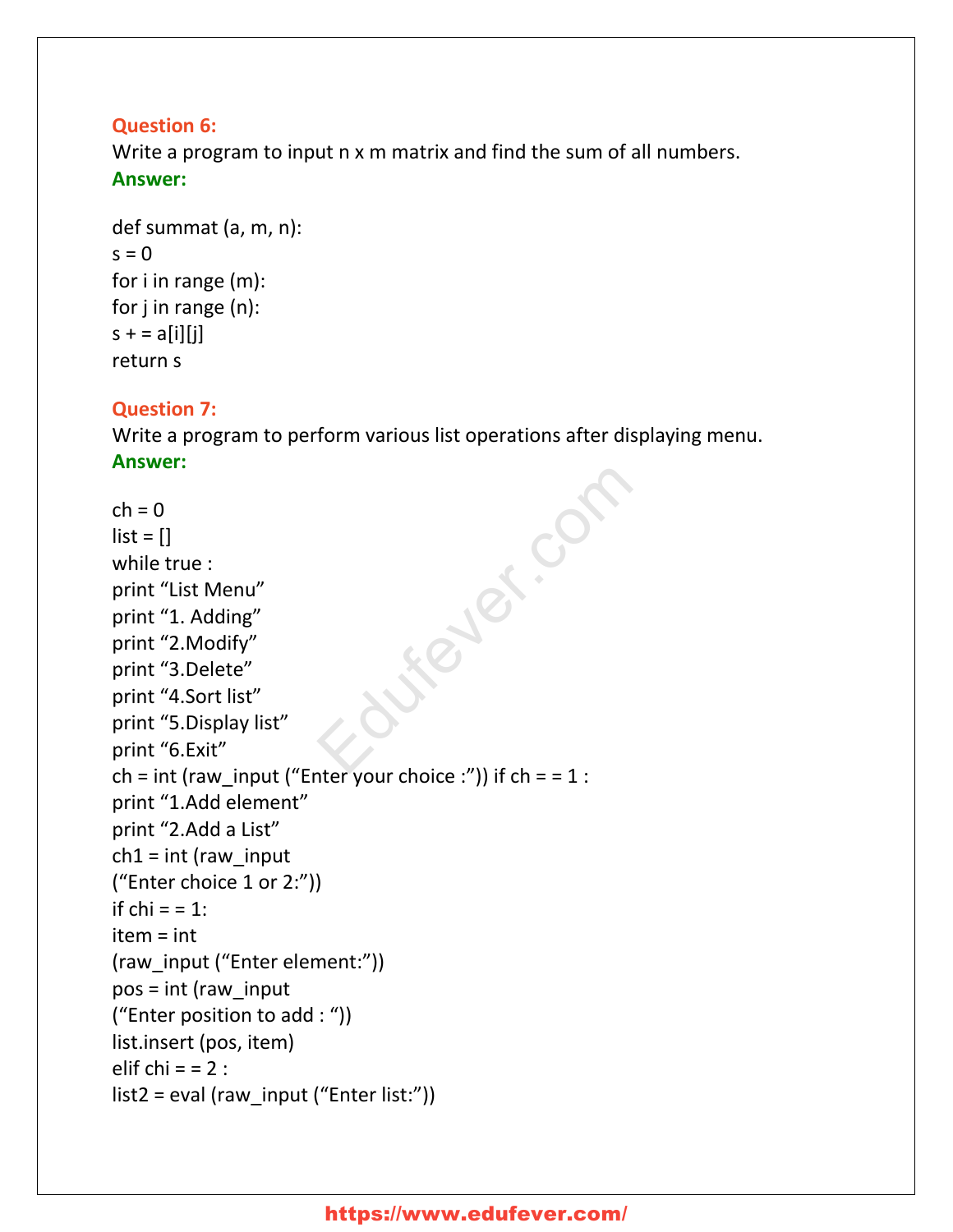**Question 6:**
Write a program to input n x m matrix and find the sum of all numbers.
**Answer:**

```
def summat (a, m, n):
s = 0
for i in range (m):
for j in range (n):
s + = a[i][j]
return s
```

**Question 7:**
Write a program to perform various list operations after displaying menu.
**Answer:**

```
ch = 0
list = []
while true :
print "List Menu"
print "1. Adding"
print "2.Modify"
print "3.Delete"
print "4.Sort list"
print "5.Display list"
print "6.Exit"
ch = int (raw_input ("Enter your choice :")) if ch = = 1 :
print "1.Add element"
print "2.Add a List"
ch1 = int (raw_input
("Enter choice 1 or 2:"))
if chi = = 1:
item = int
(raw_input ("Enter element:"))
pos = int (raw_input
("Enter position to add : "))
list.insert (pos, item)
elif chi = = 2 :
list2 = eval (raw_input ("Enter list:"))
```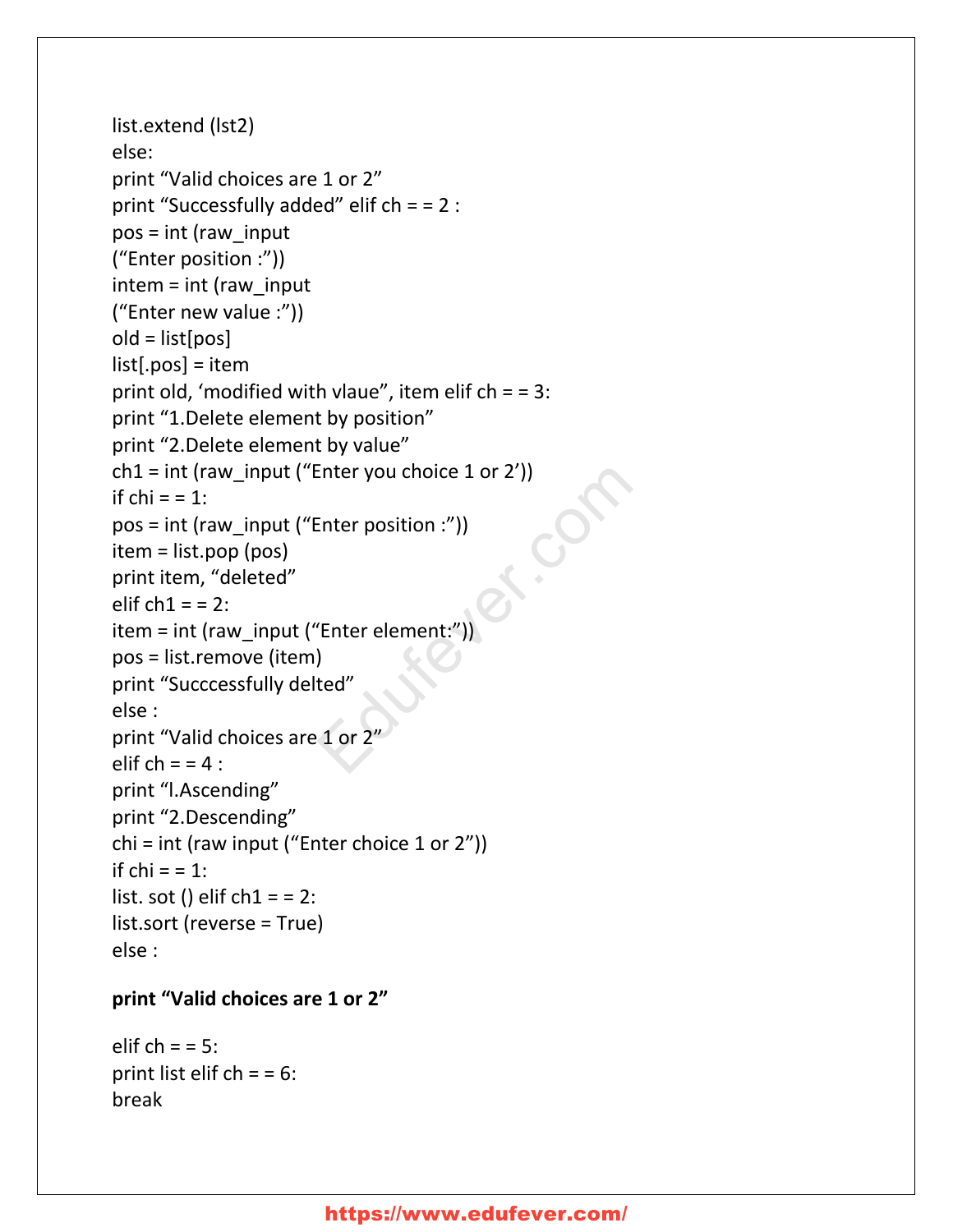```
list.extend (lst2)
else:
print "Valid choices are 1 or 2"
print "Successfully added" elif ch = = 2 :
pos = int (raw_input
("Enter position :"))
intem = int (raw_input
("Enter new value :"))
old = list[pos]
list[.pos] = item
print old, 'modified with vlaue", item elif ch = = 3:
print "1.Delete element by position"
print "2.Delete element by value"
ch1 = int (raw_input ("Enter you choice 1 or 2'))
if chi = = 1:
pos = int (raw_input ("Enter position :"))
item = list.pop (pos)
print item, "deleted"
elif ch1 = = 2:
item = int (raw_input ("Enter element:"))
pos = list.remove (item)
print "Succcessfully delted"
else :
print "Valid choices are 1 or 2"
elif ch = = 4 :
print "l.Ascending"
print "2.Descending"
chi = int (raw input ("Enter choice 1 or 2"))
if chi = = 1:
list. sot () elif ch1 = = 2:
list.sort (reverse = True)
else :
```

**print "Valid choices are 1 or 2"**

```
elif ch = = 5:
print list elif ch = = 6:
break
```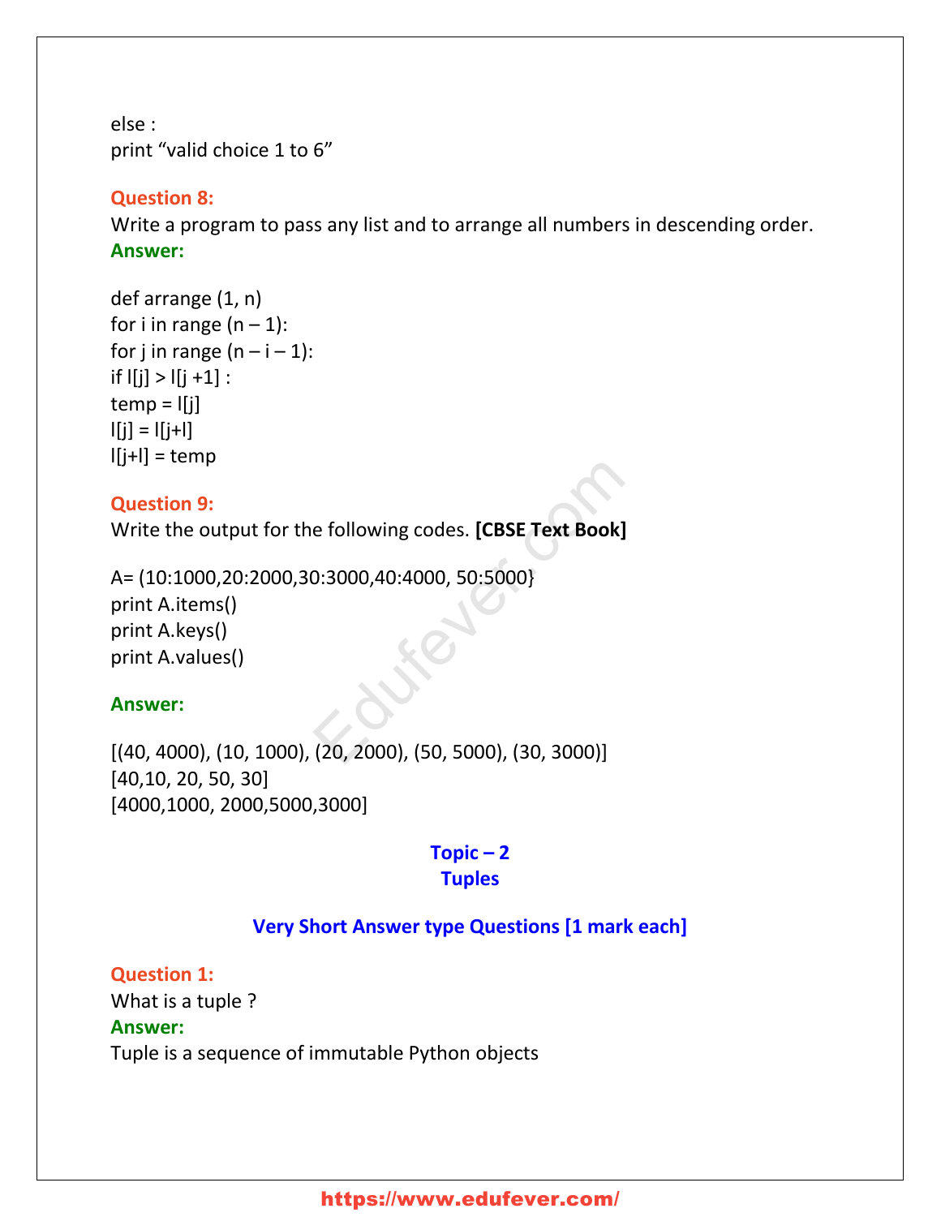else :
print “valid choice 1 to 6”

**Question 8:**
Write a program to pass any list and to arrange all numbers in descending order.
**Answer:**

```
def arrange (1, n)
for i in range (n – 1):
for j in range (n – i – 1):
if l[j] > l[j +1] :
temp = l[j]
l[j] = l[j+l]
l[j+l] = temp
```

**Question 9:**
Write the output for the following codes. **[CBSE Text Book]**

```
A= (10:1000,20:2000,30:3000,40:4000, 50:5000}
print A.items()
print A.keys()
print A.values()
```

**Answer:**

```
[(40, 4000), (10, 1000), (20, 2000), (50, 5000), (30, 3000)]
[40,10, 20, 50, 30]
[4000,1000, 2000,5000,3000]
```

## Topic – 2
## Tuples

### Very Short Answer type Questions [1 mark each]

**Question 1:**
What is a tuple ?
**Answer:**
Tuple is a sequence of immutable Python objects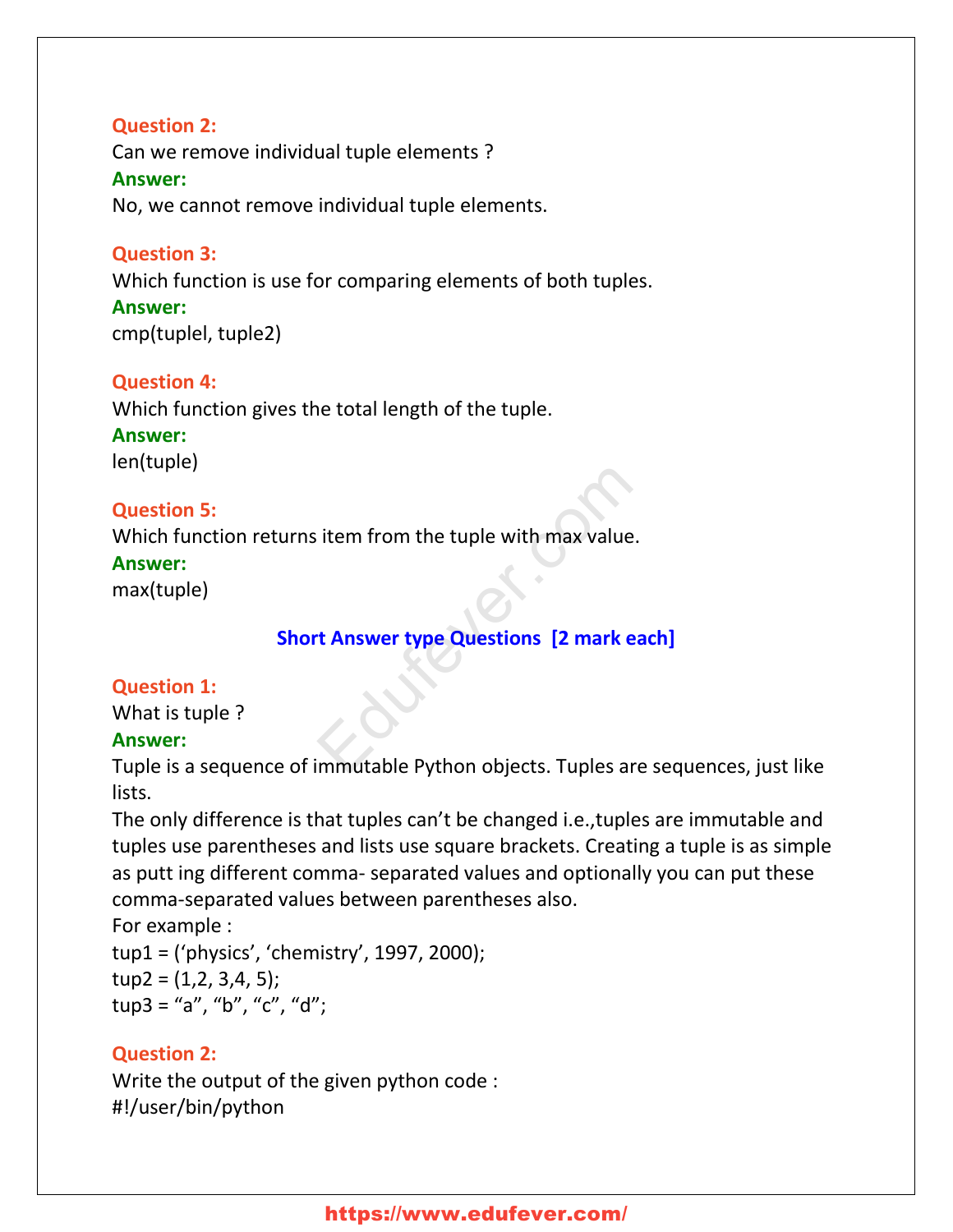**Question 2:**
Can we remove individual tuple elements ?
**Answer:**
No, we cannot remove individual tuple elements.

**Question 3:**
Which function is use for comparing elements of both tuples.
**Answer:**
cmp(tuplel, tuple2)

**Question 4:**
Which function gives the total length of the tuple.
**Answer:**
len(tuple)

**Question 5:**
Which function returns item from the tuple with max value.
**Answer:**
max(tuple)

## Short Answer type Questions [2 mark each]

**Question 1:**
What is tuple ?
**Answer:**
Tuple is a sequence of immutable Python objects. Tuples are sequences, just like lists.
The only difference is that tuples can't be changed i.e.,tuples are immutable and tuples use parentheses and lists use square brackets. Creating a tuple is as simple as putt ing different comma- separated values and optionally you can put these comma-separated values between parentheses also.
For example :
tup1 = ('physics', 'chemistry', 1997, 2000);
tup2 = (1,2, 3,4, 5);
tup3 = "a", "b", "c", "d";

**Question 2:**
Write the output of the given python code :
#!/user/bin/python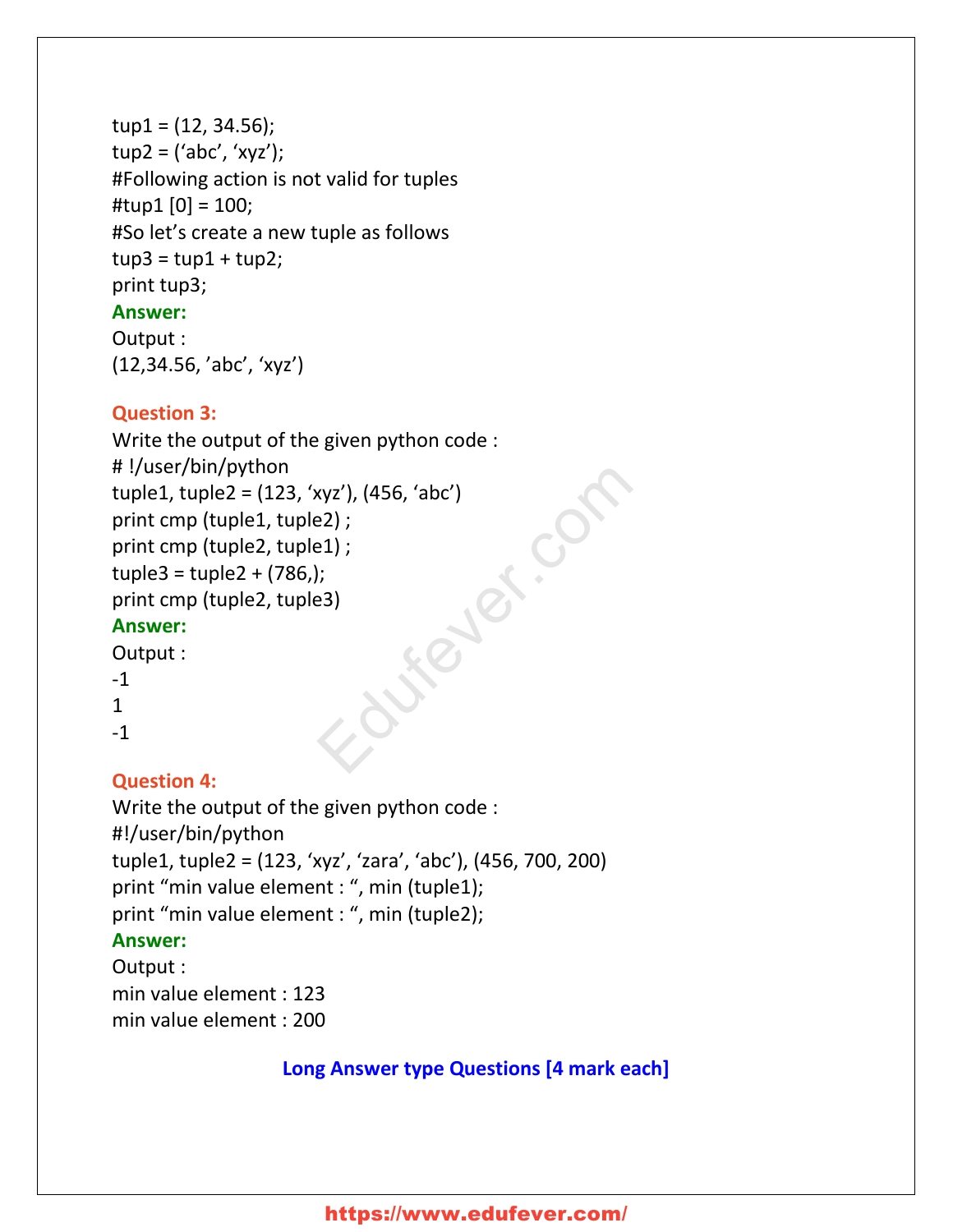```
tup1 = (12, 34.56);
tup2 = ('abc', 'xyz');
#Following action is not valid for tuples
#tup1 [0] = 100;
#So let's create a new tuple as follows
tup3 = tup1 + tup2;
print tup3;
```

**Answer:**

Output :
(12,34.56, 'abc', 'xyz')

**Question 3:**

Write the output of the given python code :

```
# !/user/bin/python
tuple1, tuple2 = (123, 'xyz'), (456, 'abc')
print cmp (tuple1, tuple2) ;
print cmp (tuple2, tuple1) ;
tuple3 = tuple2 + (786,);
print cmp (tuple2, tuple3)
```

**Answer:**

Output :
-1
1
-1

**Question 4:**

Write the output of the given python code :

```
#!/user/bin/python
tuple1, tuple2 = (123, 'xyz', 'zara', 'abc'), (456, 700, 200)
print "min value element : ", min (tuple1);
print "min value element : ", min (tuple2);
```

**Answer:**

Output :
min value element : 123
min value element : 200

## Long Answer type Questions [4 mark each]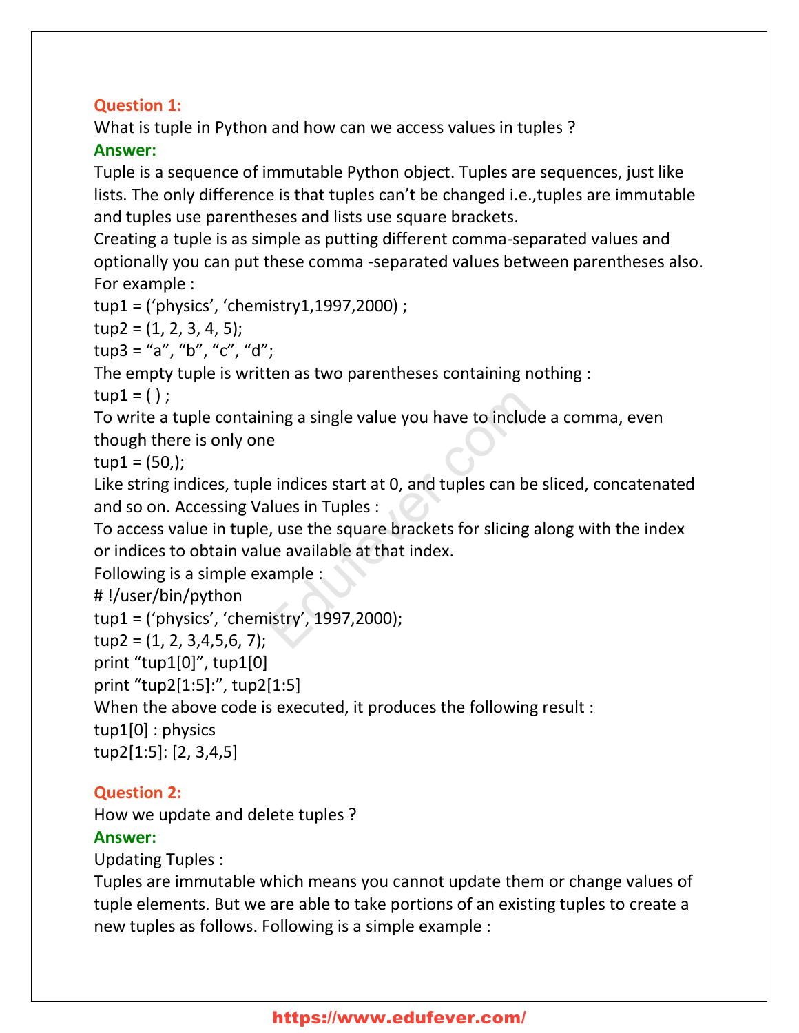**Question 1:**
What is tuple in Python and how can we access values in tuples ?

**Answer:**
Tuple is a sequence of immutable Python object. Tuples are sequences, just like lists. The only difference is that tuples can’t be changed i.e.,tuples are immutable and tuples use parentheses and lists use square brackets.
Creating a tuple is as simple as putting different comma-separated values and optionally you can put these comma -separated values between parentheses also.
For example :

```
tup1 = (‘physics’, ‘chemistry1,1997,2000) ;
tup2 = (1, 2, 3, 4, 5);
tup3 = “a”, “b”, “c”, “d”;
```

The empty tuple is written as two parentheses containing nothing :

```
tup1 = ( ) ;
```

To write a tuple containing a single value you have to include a comma, even though there is only one

```
tup1 = (50,);
```

Like string indices, tuple indices start at 0, and tuples can be sliced, concatenated and so on. Accessing Values in Tuples :
To access value in tuple, use the square brackets for slicing along with the index or indices to obtain value available at that index.
Following is a simple example :

```
# !/user/bin/python
tup1 = (‘physics’, ‘chemistry’, 1997,2000);
tup2 = (1, 2, 3,4,5,6, 7);
print “tup1[0]”, tup1[0]
print “tup2[1:5]:”, tup2[1:5]
```

When the above code is executed, it produces the following result :

```
tup1[0] : physics
tup2[1:5]: [2, 3,4,5]
```

**Question 2:**
How we update and delete tuples ?

**Answer:**
Updating Tuples :
Tuples are immutable which means you cannot update them or change values of tuple elements. But we are able to take portions of an existing tuples to create a new tuples as follows. Following is a simple example :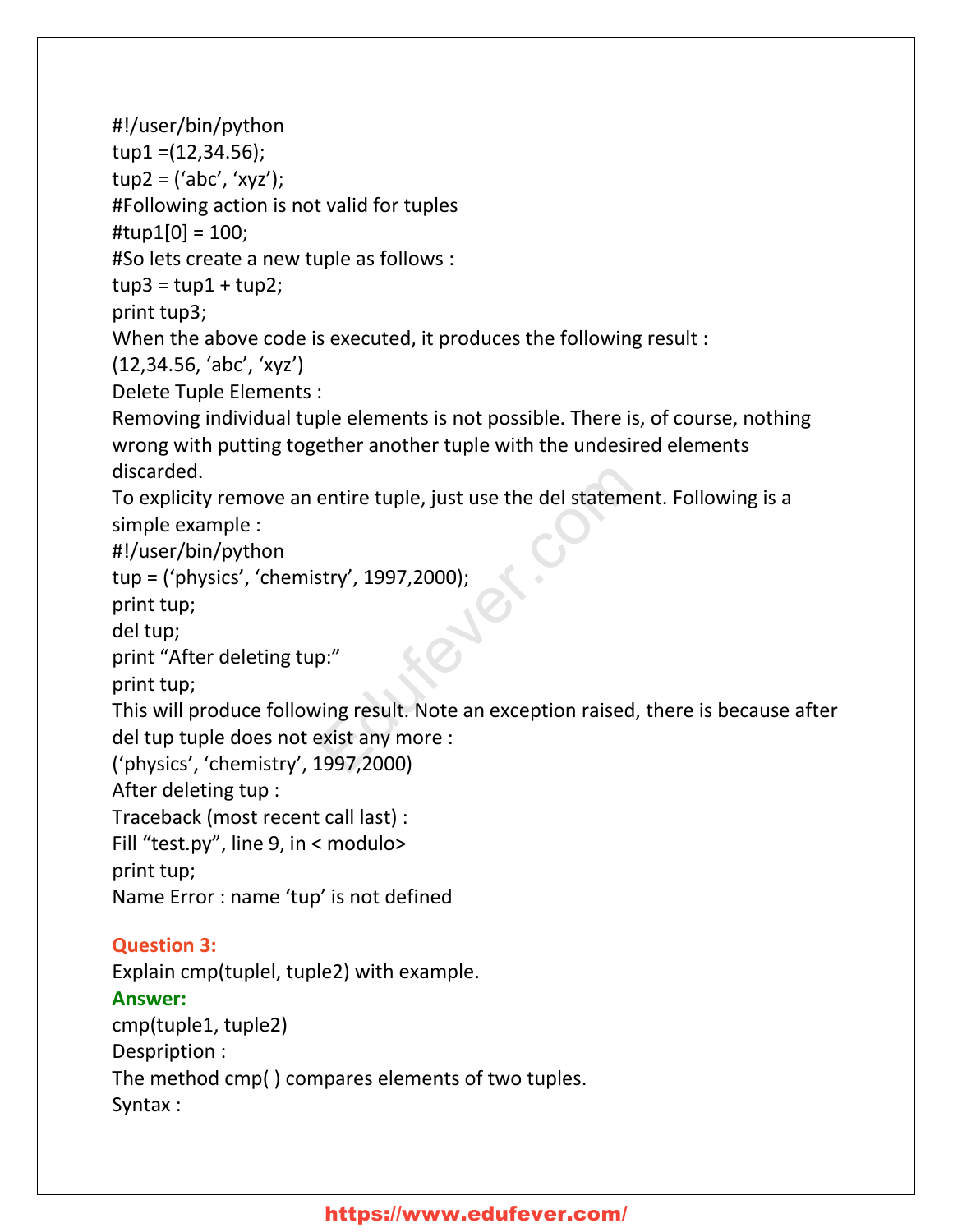```
#!/user/bin/python
tup1 =(12,34.56);
tup2 = ('abc', 'xyz');
#Following action is not valid for tuples
#tup1[0] = 100;
#So lets create a new tuple as follows :
tup3 = tup1 + tup2;
print tup3;
```

When the above code is executed, it produces the following result :

(12,34.56, 'abc', 'xyz')

Delete Tuple Elements :

Removing individual tuple elements is not possible. There is, of course, nothing wrong with putting together another tuple with the undesired elements discarded.

To explicity remove an entire tuple, just use the del statement. Following is a simple example :

```
#!/user/bin/python
tup = ('physics', 'chemistry', 1997,2000);
print tup;
del tup;
print "After deleting tup:"
print tup;
```

This will produce following result. Note an exception raised, there is because after del tup tuple does not exist any more :

```
('physics', 'chemistry', 1997,2000)
After deleting tup :
Traceback (most recent call last) :
Fill "test.py", line 9, in < modulo>
print tup;
Name Error : name 'tup' is not defined
```

**Question 3:**

Explain cmp(tuplel, tuple2) with example.

**Answer:**

cmp(tuple1, tuple2)

Despription :

The method cmp( ) compares elements of two tuples.

Syntax :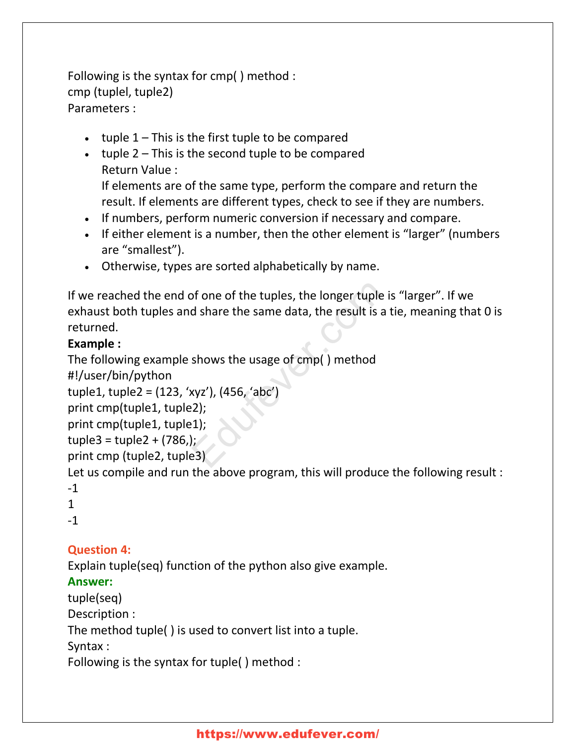Following is the syntax for cmp( ) method :
cmp (tuplel, tuple2)
Parameters :

- tuple 1 – This is the first tuple to be compared
- tuple 2 – This is the second tuple to be compared
  Return Value :
  If elements are of the same type, perform the compare and return the result. If elements are different types, check to see if they are numbers.
- If numbers, perform numeric conversion if necessary and compare.
- If either element is a number, then the other element is "larger" (numbers are "smallest").
- Otherwise, types are sorted alphabetically by name.

If we reached the end of one of the tuples, the longer tuple is "larger". If we exhaust both tuples and share the same data, the result is a tie, meaning that 0 is returned.

**Example :**

The following example shows the usage of cmp( ) method

```
#!/user/bin/python
tuple1, tuple2 = (123, 'xyz'), (456, 'abc')
print cmp(tuple1, tuple2);
print cmp(tuple1, tuple1);
tuple3 = tuple2 + (786,);
print cmp (tuple2, tuple3)
```

Let us compile and run the above program, this will produce the following result :

```
-1
1
-1
```

**Question 4:**

Explain tuple(seq) function of the python also give example.

**Answer:**

tuple(seq)
Description :
The method tuple( ) is used to convert list into a tuple.
Syntax :
Following is the syntax for tuple( ) method :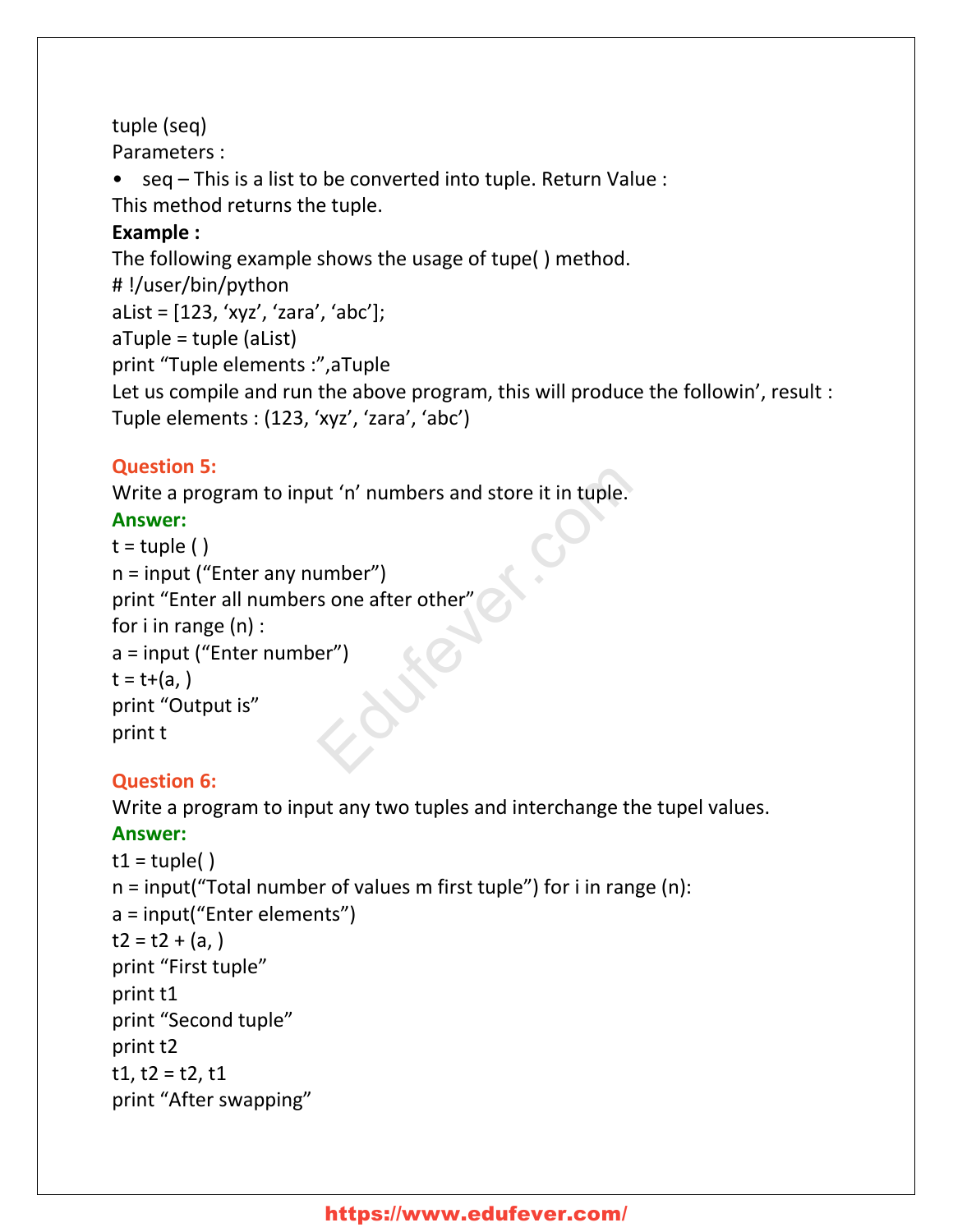tuple (seq)

Parameters :

- seq – This is a list to be converted into tuple. Return Value :

This method returns the tuple.

**Example :**

The following example shows the usage of tupe( ) method.

```
# !/user/bin/python
aList = [123, 'xyz', 'zara', 'abc'];
aTuple = tuple (aList)
print "Tuple elements :",aTuple
```

Let us compile and run the above program, this will produce the followin', result :

Tuple elements : (123, 'xyz', 'zara', 'abc')

**Question 5:**

Write a program to input 'n' numbers and store it in tuple.

**Answer:**

```
t = tuple ( )
n = input ("Enter any number")
print "Enter all numbers one after other"
for i in range (n) :
a = input ("Enter number")
t = t+(a, )
print "Output is"
print t
```

**Question 6:**

Write a program to input any two tuples and interchange the tupel values.

**Answer:**

```
t1 = tuple( )
n = input("Total number of values m first tuple") for i in range (n):
a = input("Enter elements")
t2 = t2 + (a, )
print "First tuple"
print t1
print "Second tuple"
print t2
t1, t2 = t2, t1
print "After swapping"
```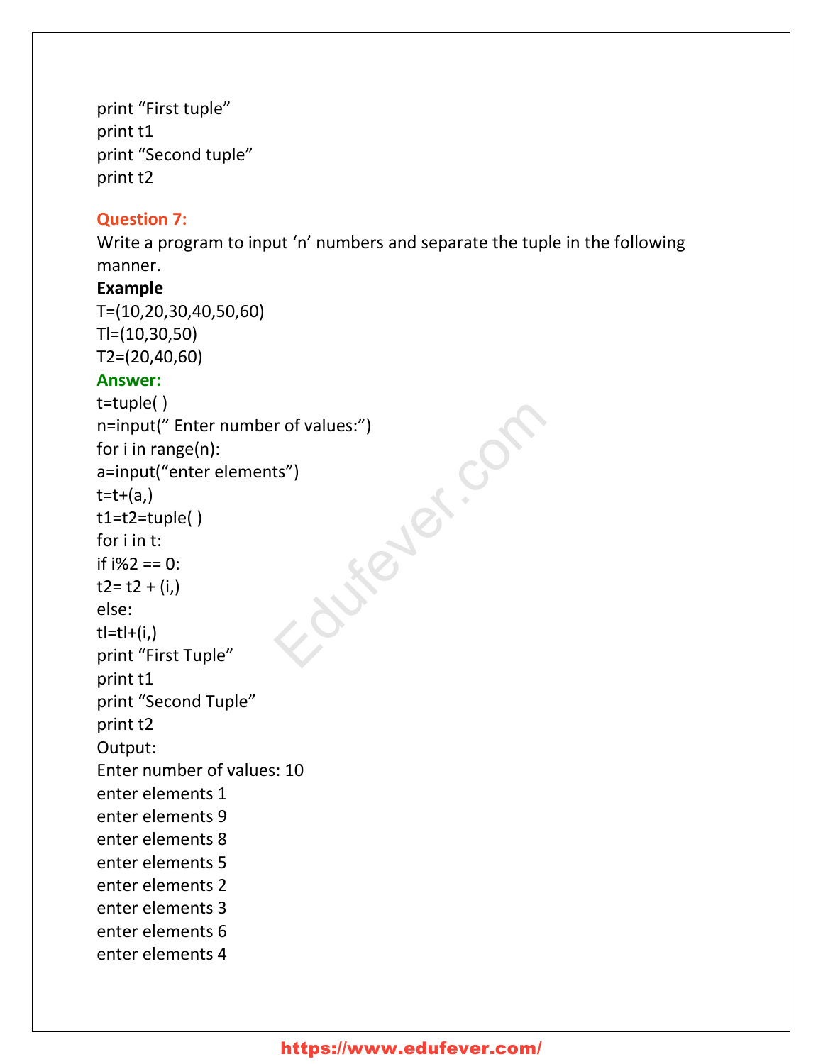print “First tuple”
print t1
print “Second tuple”
print t2

**Question 7:**

Write a program to input ‘n’ numbers and separate the tuple in the following manner.

**Example**

T=(10,20,30,40,50,60)
Tl=(10,30,50)
T2=(20,40,60)

**Answer:**

```
t=tuple( )
n=input(” Enter number of values:”)
for i in range(n):
a=input(“enter elements”)
t=t+(a,)
t1=t2=tuple( )
for i in t:
if i%2 == 0:
t2= t2 + (i,)
else:
tl=tl+(i,)
print “First Tuple”
print t1
print “Second Tuple”
print t2
```

Output:

```
Enter number of values: 10
enter elements 1
enter elements 9
enter elements 8
enter elements 5
enter elements 2
enter elements 3
enter elements 6
enter elements 4
```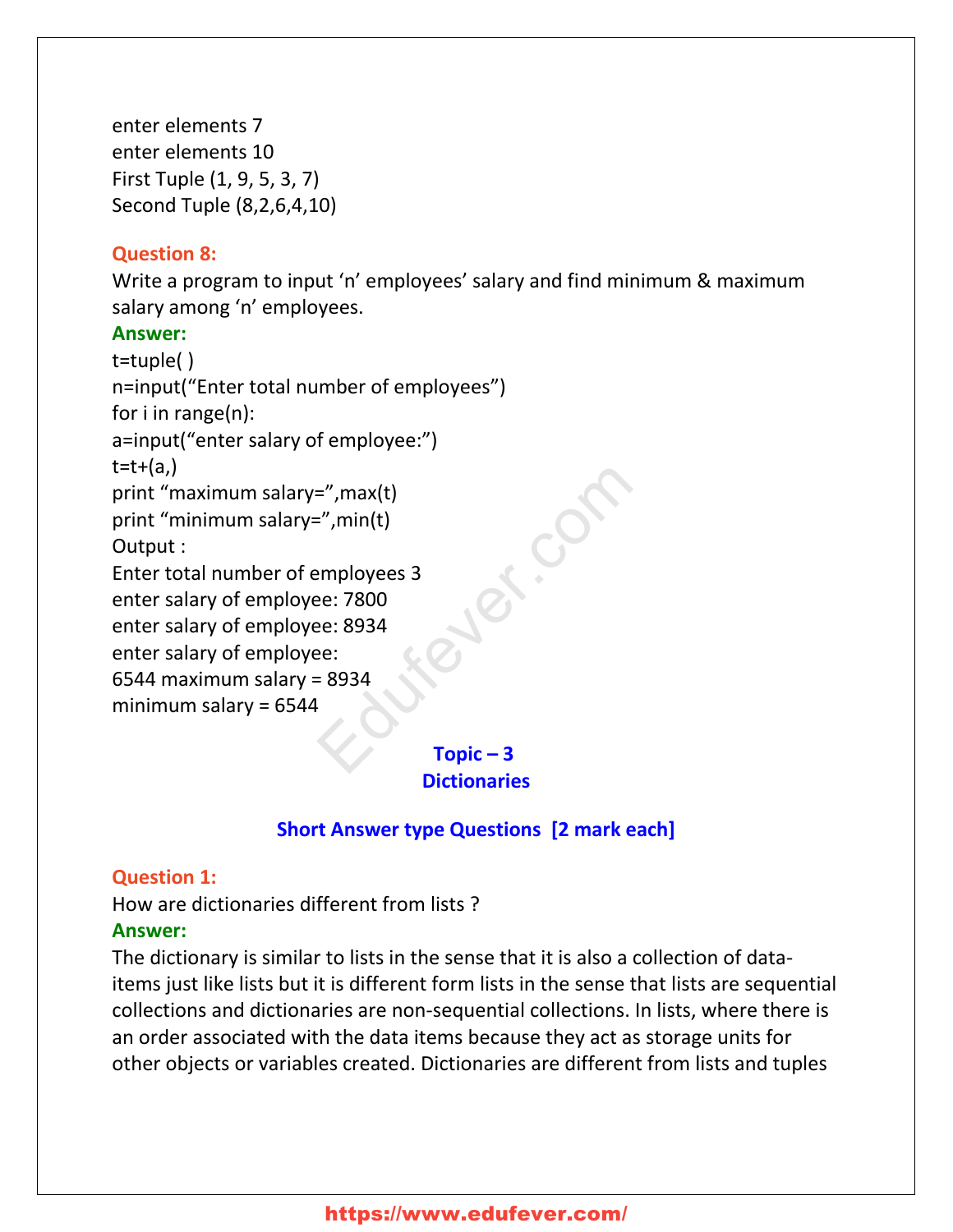enter elements 7
enter elements 10
First Tuple (1, 9, 5, 3, 7)
Second Tuple (8,2,6,4,10)

**Question 8:**
Write a program to input 'n' employees' salary and find minimum & maximum salary among 'n' employees.

**Answer:**

```
t=tuple( )
n=input("Enter total number of employees")
for i in range(n):
a=input("enter salary of employee:")
t=t+(a,)
print "maximum salary=",max(t)
print "minimum salary=",min(t)
```

Output :

```
Enter total number of employees 3
enter salary of employee: 7800
enter salary of employee: 8934
enter salary of employee:
6544 maximum salary = 8934
minimum salary = 6544
```

## Topic – 3
## Dictionaries

### Short Answer type Questions [2 mark each]

**Question 1:**
How are dictionaries different from lists ?

**Answer:**
The dictionary is similar to lists in the sense that it is also a collection of data-items just like lists but it is different form lists in the sense that lists are sequential collections and dictionaries are non-sequential collections. In lists, where there is an order associated with the data items because they act as storage units for other objects or variables created. Dictionaries are different from lists and tuples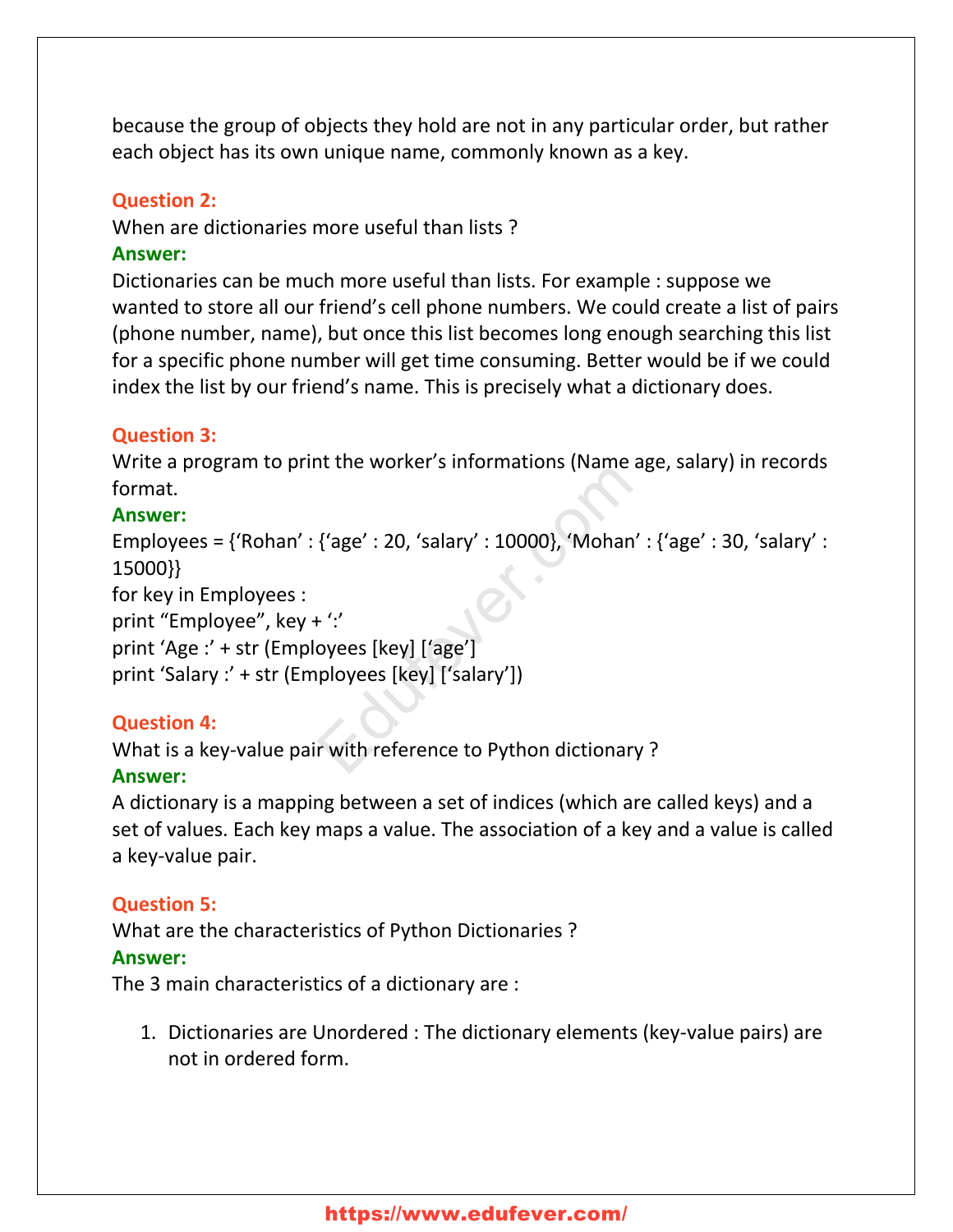because the group of objects they hold are not in any particular order, but rather each object has its own unique name, commonly known as a key.

**Question 2:**
When are dictionaries more useful than lists ?
**Answer:**
Dictionaries can be much more useful than lists. For example : suppose we wanted to store all our friend's cell phone numbers. We could create a list of pairs (phone number, name), but once this list becomes long enough searching this list for a specific phone number will get time consuming. Better would be if we could index the list by our friend's name. This is precisely what a dictionary does.

**Question 3:**
Write a program to print the worker's informations (Name age, salary) in records format.
**Answer:**

```
Employees = {'Rohan' : {'age' : 20, 'salary' : 10000}, 'Mohan' : {'age' : 30, 'salary' : 15000}}
for key in Employees :
print "Employee", key + ':'
print 'Age :' + str (Employees [key] ['age']
print 'Salary :' + str (Employees [key] ['salary'])
```

**Question 4:**
What is a key-value pair with reference to Python dictionary ?
**Answer:**
A dictionary is a mapping between a set of indices (which are called keys) and a set of values. Each key maps a value. The association of a key and a value is called a key-value pair.

**Question 5:**
What are the characteristics of Python Dictionaries ?
**Answer:**
The 3 main characteristics of a dictionary are :

1. Dictionaries are Unordered : The dictionary elements (key-value pairs) are not in ordered form.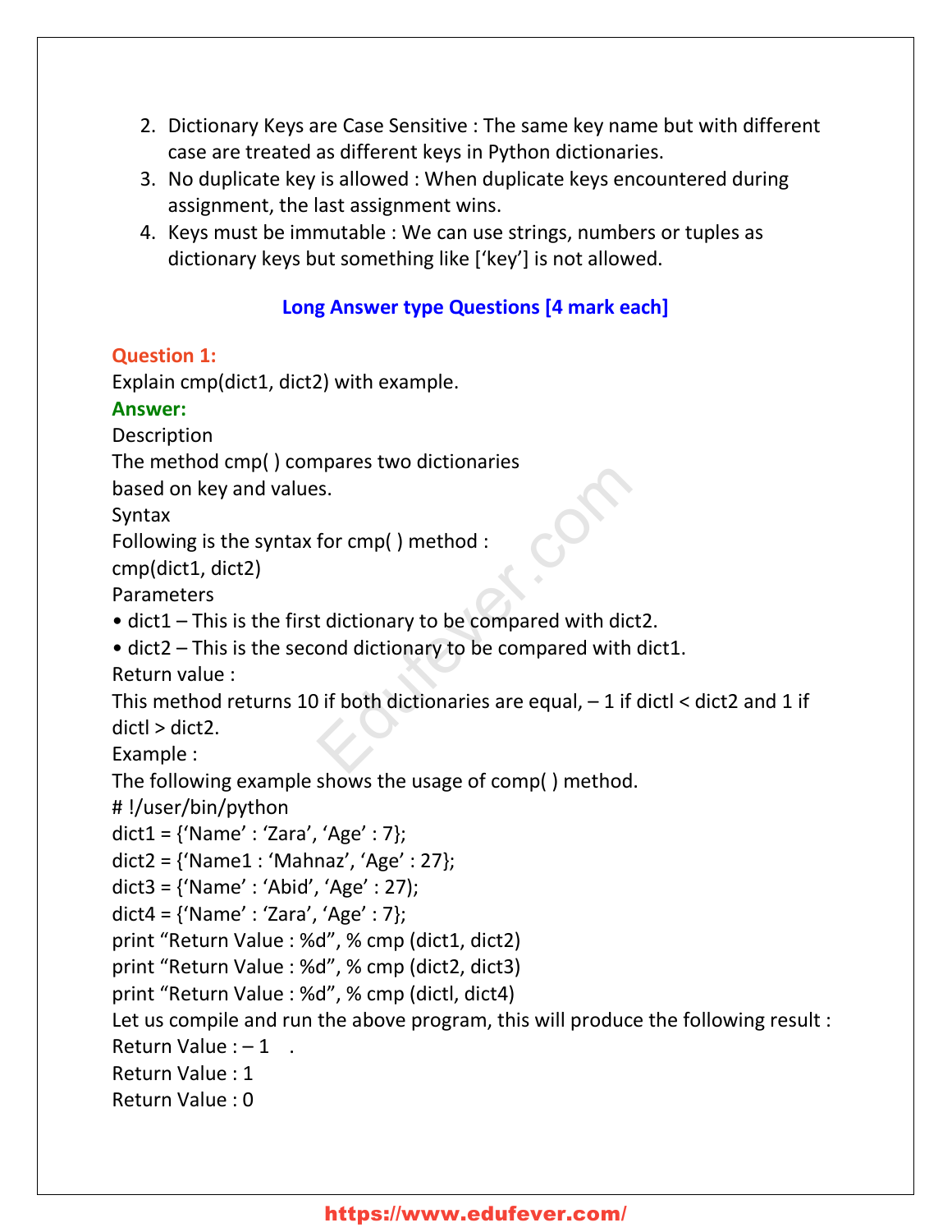2. Dictionary Keys are Case Sensitive : The same key name but with different case are treated as different keys in Python dictionaries.
3. No duplicate key is allowed : When duplicate keys encountered during assignment, the last assignment wins.
4. Keys must be immutable : We can use strings, numbers or tuples as dictionary keys but something like [‘key’] is not allowed.

## Long Answer type Questions [4 mark each]

**Question 1:**

Explain cmp(dict1, dict2) with example.

**Answer:**

Description

The method cmp( ) compares two dictionaries based on key and values.

Syntax

Following is the syntax for cmp( ) method :

cmp(dict1, dict2)

Parameters

- dict1 – This is the first dictionary to be compared with dict2.
- dict2 – This is the second dictionary to be compared with dict1.

Return value :

This method returns 10 if both dictionaries are equal, – 1 if dictl < dict2 and 1 if dictl > dict2.

Example :

The following example shows the usage of comp( ) method.

```
# !/user/bin/python
dict1 = {‘Name’ : ‘Zara’, ‘Age’ : 7};
dict2 = {‘Name1 : ‘Mahnaz’, ‘Age’ : 27};
dict3 = {‘Name’ : ‘Abid’, ‘Age’ : 27);
dict4 = {‘Name’ : ‘Zara’, ‘Age’ : 7};
print “Return Value : %d”, % cmp (dict1, dict2)
print “Return Value : %d”, % cmp (dict2, dict3)
print “Return Value : %d”, % cmp (dictl, dict4)
```

Let us compile and run the above program, this will produce the following result :

```
Return Value : – 1   .
Return Value : 1
Return Value : 0
```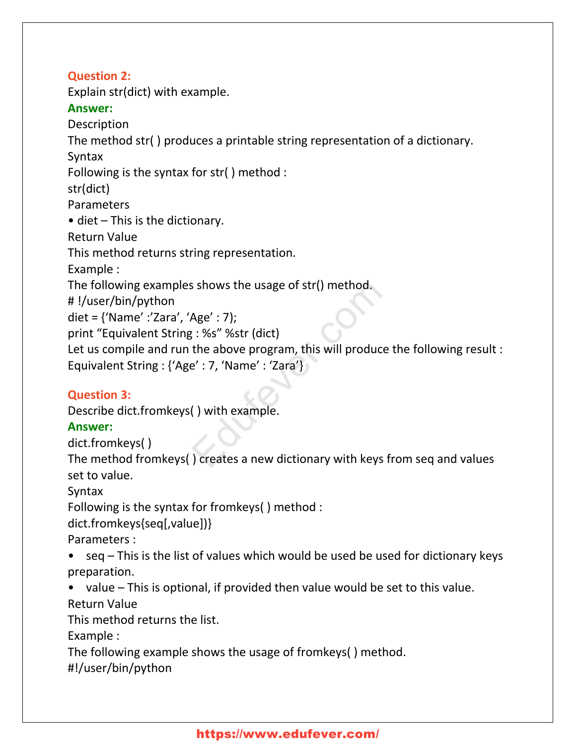**Question 2:**

Explain str(dict) with example.

**Answer:**

Description

The method str( ) produces a printable string representation of a dictionary.

Syntax

Following is the syntax for str( ) method :

str(dict)

Parameters

- diet – This is the dictionary.

Return Value

This method returns string representation.

Example :

The following examples shows the usage of str() method.

```
# !/user/bin/python
diet = {'Name' :'Zara', 'Age' : 7);
print "Equivalent String : %s" %str (dict)
```

Let us compile and run the above program, this will produce the following result :

```
Equivalent String : {'Age' : 7, 'Name' : 'Zara'}
```

**Question 3:**

Describe dict.fromkeys( ) with example.

**Answer:**

dict.fromkeys( )

The method fromkeys( ) creates a new dictionary with keys from seq and values set to value.

Syntax

Following is the syntax for fromkeys( ) method :

dict.fromkeys{seq[,value])}

Parameters :

- seq – This is the list of values which would be used be used for dictionary keys preparation.
- value – This is optional, if provided then value would be set to this value.

Return Value

This method returns the list.

Example :

The following example shows the usage of fromkeys( ) method.

```
#!/user/bin/python
```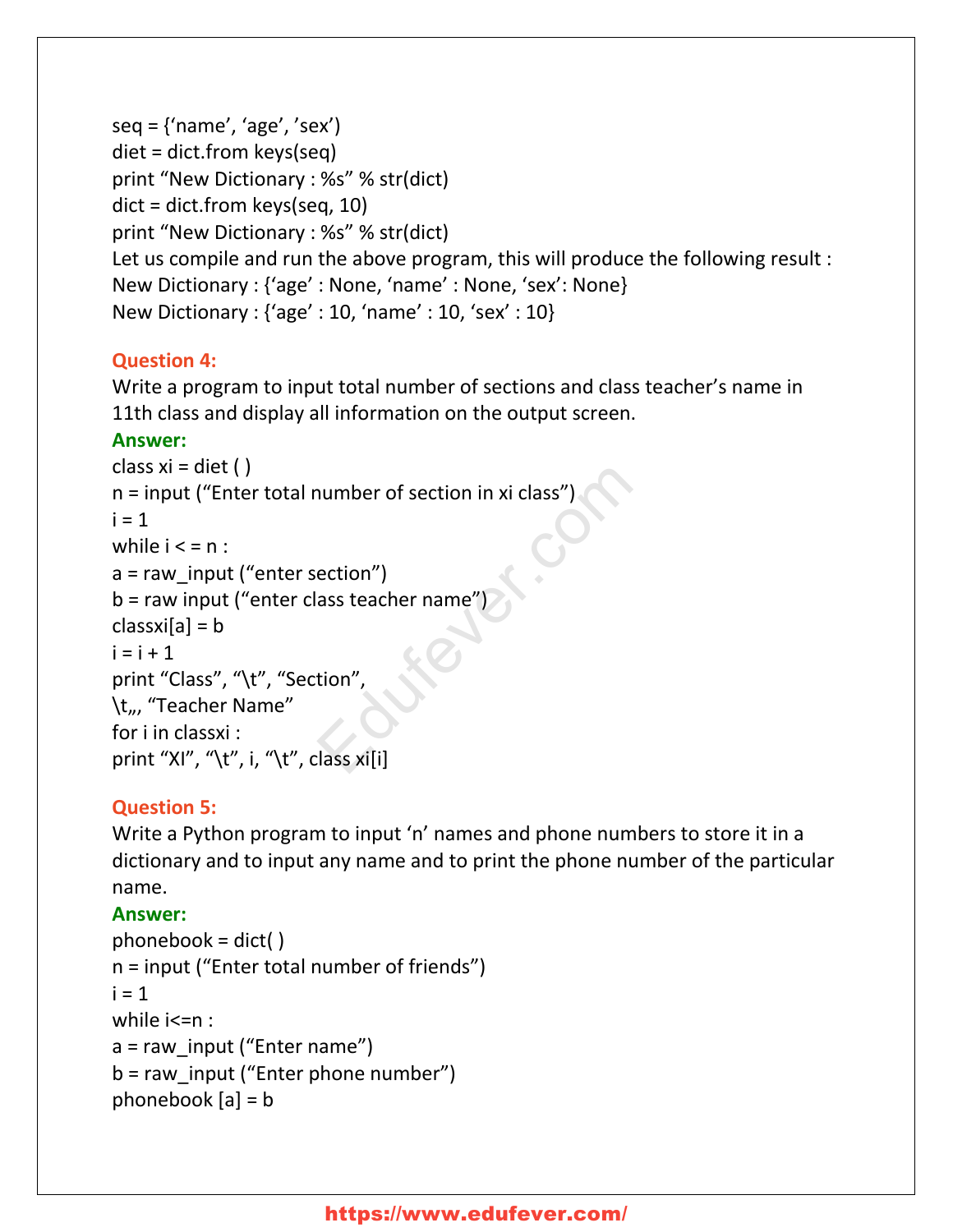```
seq = {'name', 'age', 'sex')
diet = dict.from keys(seq)
print "New Dictionary : %s" % str(dict)
dict = dict.from keys(seq, 10)
print "New Dictionary : %s" % str(dict)
```

Let us compile and run the above program, this will produce the following result :

New Dictionary : {'age' : None, 'name' : None, 'sex': None}
New Dictionary : {'age' : 10, 'name' : 10, 'sex' : 10}

**Question 4:**

Write a program to input total number of sections and class teacher's name in 11th class and display all information on the output screen.

**Answer:**

```
class xi = diet ( )
n = input ("Enter total number of section in xi class")
i = 1
while i < = n :
a = raw_input ("enter section")
b = raw input ("enter class teacher name")
classxi[a] = b
i = i + 1
print "Class", "\t", "Section",
\t„, "Teacher Name"
for i in classxi :
print "XI", "\t", i, "\t", class xi[i]
```

**Question 5:**

Write a Python program to input 'n' names and phone numbers to store it in a dictionary and to input any name and to print the phone number of the particular name.

**Answer:**

```
phonebook = dict( )
n = input ("Enter total number of friends")
i = 1
while i<=n :
a = raw_input ("Enter name")
b = raw_input ("Enter phone number")
phonebook [a] = b
```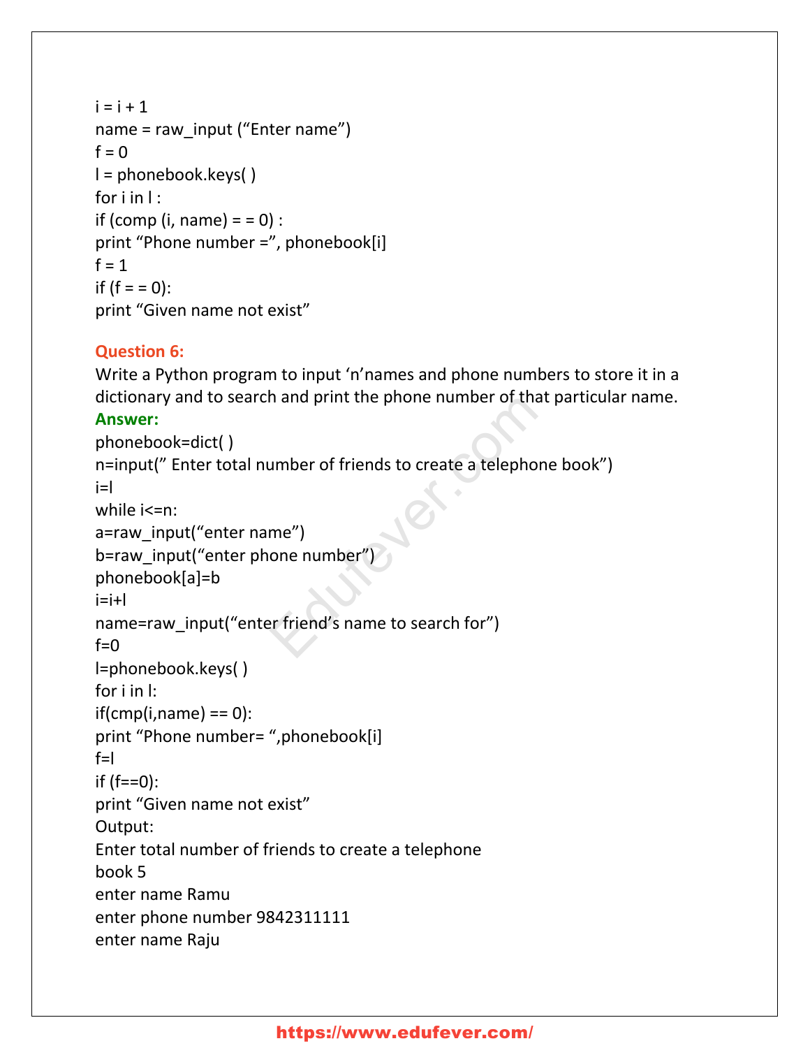```
i = i + 1
name = raw_input ("Enter name")
f = 0
l = phonebook.keys( )
for i in l :
if (comp (i, name) = = 0) :
print "Phone number =", phonebook[i]
f = 1
if (f = = 0):
print "Given name not exist"
```

**Question 6:**

Write a Python program to input 'n'names and phone numbers to store it in a dictionary and to search and print the phone number of that particular name.

**Answer:**

```
phonebook=dict( )
n=input(" Enter total number of friends to create a telephone book")
i=l
while i<=n:
a=raw_input("enter name")
b=raw_input("enter phone number")
phonebook[a]=b
i=i+l
name=raw_input("enter friend's name to search for")
f=0
l=phonebook.keys( )
for i in l:
if(cmp(i,name) == 0):
print "Phone number= ",phonebook[i]
f=l
if (f==0):
print "Given name not exist"
```

Output:

```
Enter total number of friends to create a telephone
book 5
enter name Ramu
enter phone number 9842311111
enter name Raju
```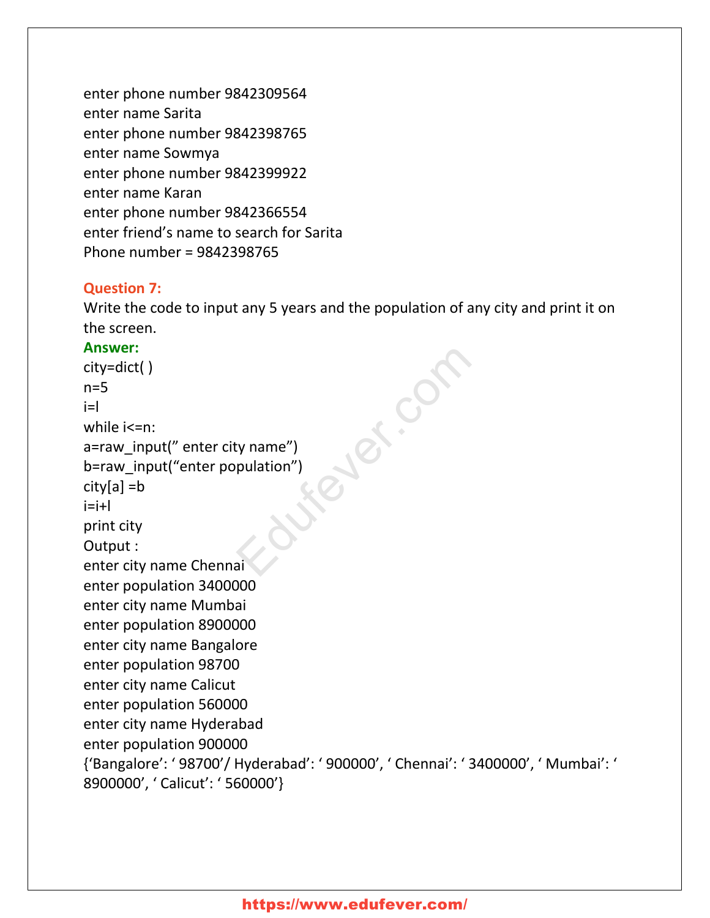enter phone number 9842309564
enter name Sarita
enter phone number 9842398765
enter name Sowmya
enter phone number 9842399922
enter name Karan
enter phone number 9842366554
enter friend's name to search for Sarita
Phone number = 9842398765

**Question 7:**
Write the code to input any 5 years and the population of any city and print it on the screen.

**Answer:**

```
city=dict( )
n=5
i=l
while i<=n:
a=raw_input(" enter city name")
b=raw_input("enter population")
city[a] =b
i=i+l
print city
```

Output :

```
enter city name Chennai
enter population 3400000
enter city name Mumbai
enter population 8900000
enter city name Bangalore
enter population 98700
enter city name Calicut
enter population 560000
enter city name Hyderabad
enter population 900000
{'Bangalore': ' 98700'/ Hyderabad': ' 900000', ' Chennai': ' 3400000', ' Mumbai': ' 8900000', ' Calicut': ' 560000'}
```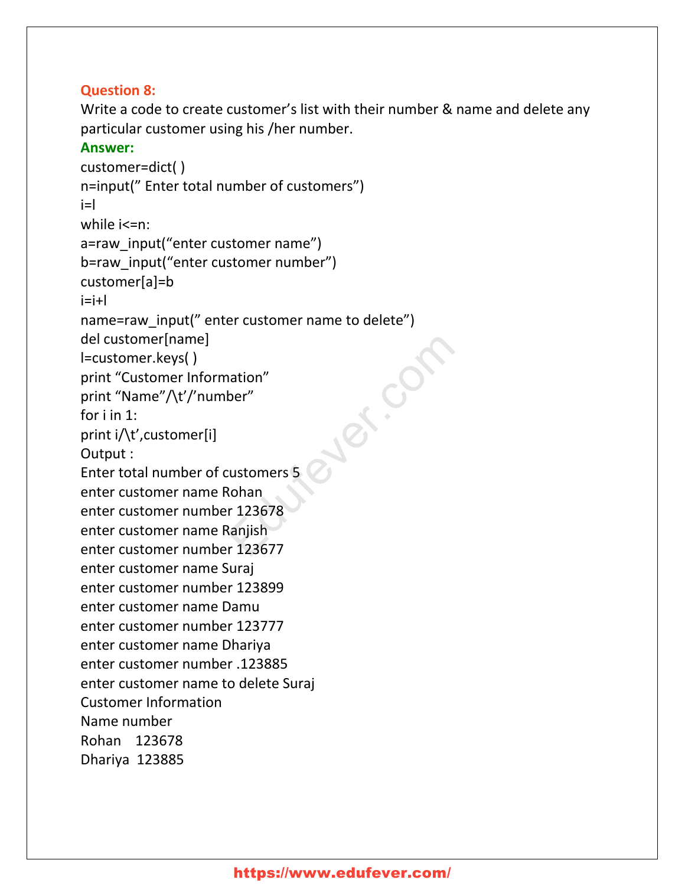**Question 8:**

Write a code to create customer's list with their number & name and delete any particular customer using his /her number.

**Answer:**

```
customer=dict( )
n=input(" Enter total number of customers")
i=l
while i<=n:
a=raw_input("enter customer name")
b=raw_input("enter customer number")
customer[a]=b
i=i+l
name=raw_input(" enter customer name to delete")
del customer[name]
l=customer.keys( )
print "Customer Information"
print "Name"/\t'/'number"
for i in 1:
print i/\t',customer[i]
```

Output :

```
Enter total number of customers 5
enter customer name Rohan
enter customer number 123678
enter customer name Ranjish
enter customer number 123677
enter customer name Suraj
enter customer number 123899
enter customer name Damu
enter customer number 123777
enter customer name Dhariya
enter customer number .123885
enter customer name to delete Suraj
Customer Information
Name number
Rohan    123678
Dhariya  123885
```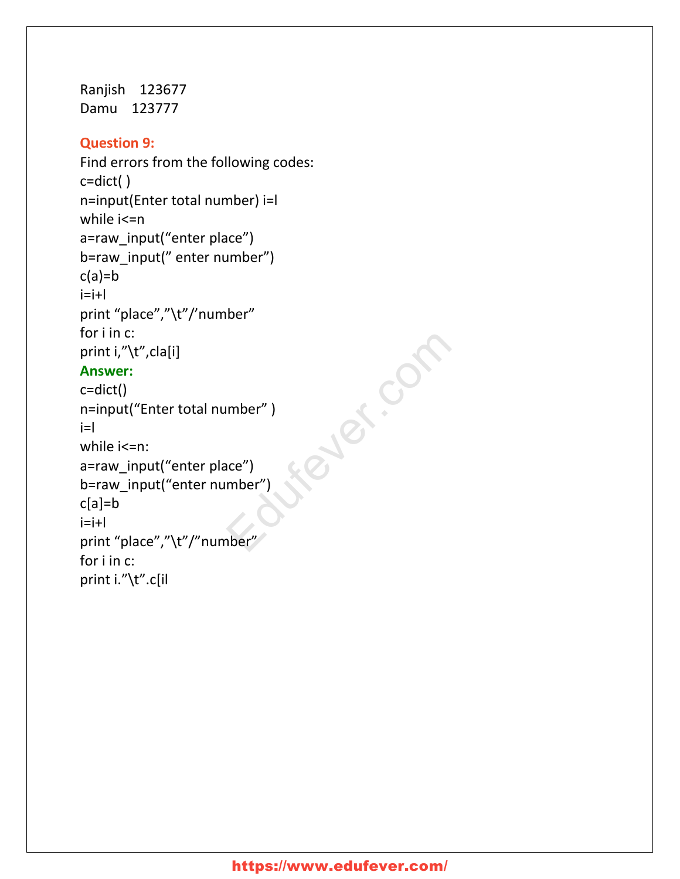Ranjish 123677
Damu 123777

**Question 9:**
Find errors from the following codes:

```
c=dict( )
n=input(Enter total number) i=l
while i<=n
a=raw_input(“enter place”)
b=raw_input(” enter number”)
c(a)=b
i=i+l
print “place”,”\t”/’number”
for i in c:
print i,”\t”,cla[i]
```

**Answer:**

```
c=dict()
n=input(“Enter total number” )
i=l
while i<=n:
a=raw_input(“enter place”)
b=raw_input(“enter number”)
c[a]=b
i=i+l
print “place”,”\t”/”number”
for i in c:
print i.”\t”.c[il
```